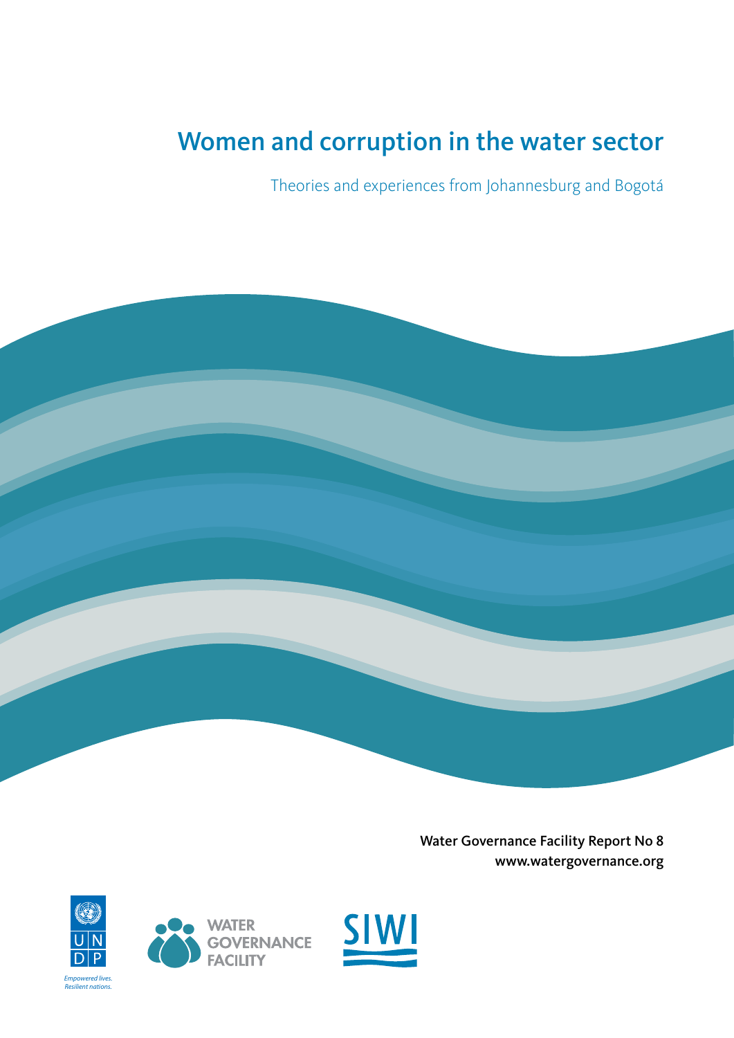# Women and corruption in the water sector

Theories and experiences from Johannesburg and Bogotá

**Water Governance Facility Report No 8**
**www.watergovernance.org**

UNDP

*Empowered lives. Resilient nations.*

WATER GOVERNANCE FACILITY

SIWI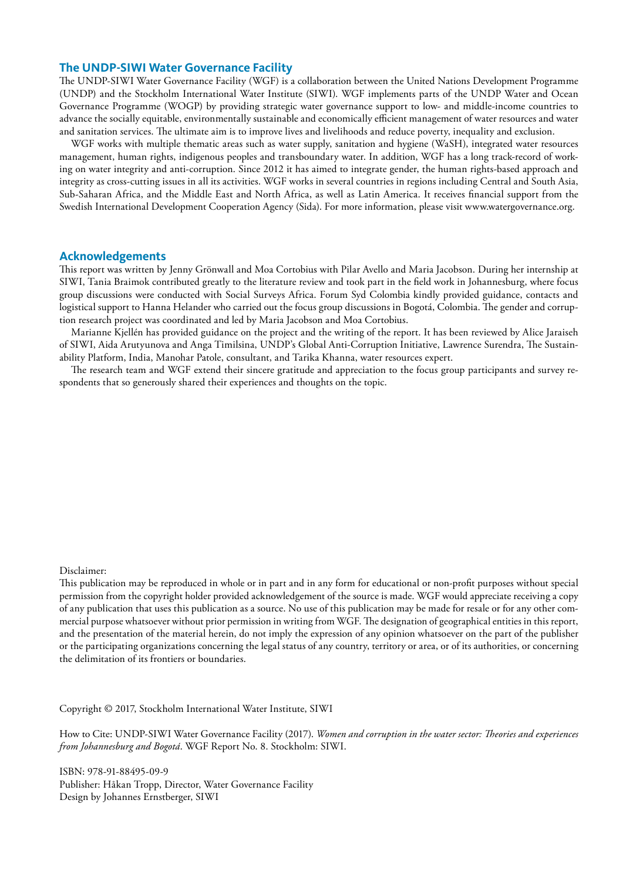## The UNDP-SIWI Water Governance Facility

The UNDP-SIWI Water Governance Facility (WGF) is a collaboration between the United Nations Development Programme (UNDP) and the Stockholm International Water Institute (SIWI). WGF implements parts of the UNDP Water and Ocean Governance Programme (WOGP) by providing strategic water governance support to low- and middle-income countries to advance the socially equitable, environmentally sustainable and economically efficient management of water resources and water and sanitation services. The ultimate aim is to improve lives and livelihoods and reduce poverty, inequality and exclusion.

WGF works with multiple thematic areas such as water supply, sanitation and hygiene (WaSH), integrated water resources management, human rights, indigenous peoples and transboundary water. In addition, WGF has a long track-record of working on water integrity and anti-corruption. Since 2012 it has aimed to integrate gender, the human rights-based approach and integrity as cross-cutting issues in all its activities. WGF works in several countries in regions including Central and South Asia, Sub-Saharan Africa, and the Middle East and North Africa, as well as Latin America. It receives financial support from the Swedish International Development Cooperation Agency (Sida). For more information, please visit www.watergovernance.org.

## Acknowledgements

This report was written by Jenny Grönwall and Moa Cortobius with Pilar Avello and Maria Jacobson. During her internship at SIWI, Tania Braimok contributed greatly to the literature review and took part in the field work in Johannesburg, where focus group discussions were conducted with Social Surveys Africa. Forum Syd Colombia kindly provided guidance, contacts and logistical support to Hanna Helander who carried out the focus group discussions in Bogotá, Colombia. The gender and corruption research project was coordinated and led by Maria Jacobson and Moa Cortobius.

Marianne Kjellén has provided guidance on the project and the writing of the report. It has been reviewed by Alice Jaraiseh of SIWI, Aida Arutyunova and Anga Timilsina, UNDP's Global Anti-Corruption Initiative, Lawrence Surendra, The Sustainability Platform, India, Manohar Patole, consultant, and Tarika Khanna, water resources expert.

The research team and WGF extend their sincere gratitude and appreciation to the focus group participants and survey respondents that so generously shared their experiences and thoughts on the topic.

Disclaimer:

This publication may be reproduced in whole or in part and in any form for educational or non-profit purposes without special permission from the copyright holder provided acknowledgement of the source is made. WGF would appreciate receiving a copy of any publication that uses this publication as a source. No use of this publication may be made for resale or for any other commercial purpose whatsoever without prior permission in writing from WGF. The designation of geographical entities in this report, and the presentation of the material herein, do not imply the expression of any opinion whatsoever on the part of the publisher or the participating organizations concerning the legal status of any country, territory or area, or of its authorities, or concerning the delimitation of its frontiers or boundaries.

Copyright © 2017, Stockholm International Water Institute, SIWI

How to Cite: UNDP-SIWI Water Governance Facility (2017). *Women and corruption in the water sector: Theories and experiences from Johannesburg and Bogotá*. WGF Report No. 8. Stockholm: SIWI.

ISBN: 978-91-88495-09-9
Publisher: Håkan Tropp, Director, Water Governance Facility
Design by Johannes Ernstberger, SIWI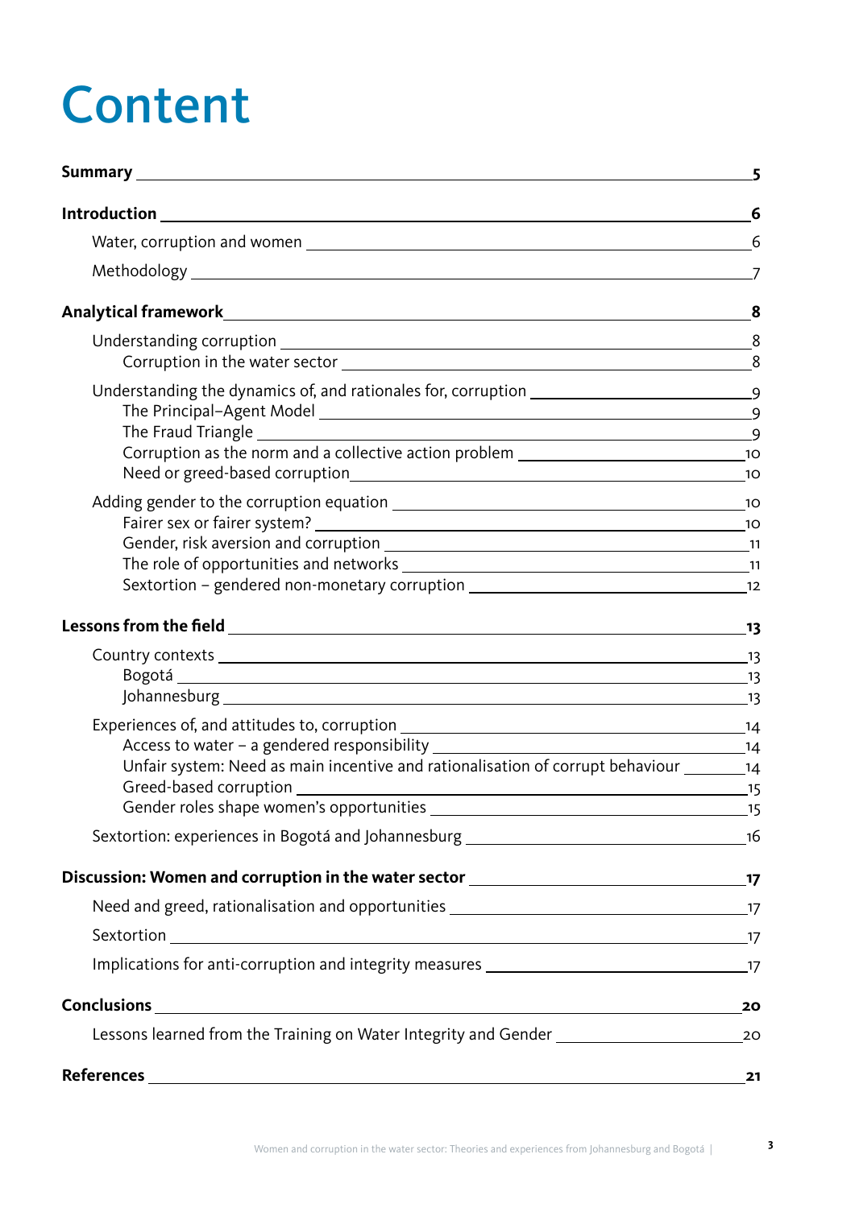# Content

**Summary** 5

**Introduction** 6

- Water, corruption and women 6
- Methodology 7

**Analytical framework** 8

- Understanding corruption 8
  - Corruption in the water sector 8
- Understanding the dynamics of, and rationales for, corruption 9
  - The Principal–Agent Model 9
  - The Fraud Triangle 9
  - Corruption as the norm and a collective action problem 10
  - Need or greed-based corruption 10
- Adding gender to the corruption equation 10
  - Fairer sex or fairer system? 10
  - Gender, risk aversion and corruption 11
  - The role of opportunities and networks 11
  - Sextortion – gendered non-monetary corruption 12

**Lessons from the field** 13

- Country contexts 13
  - Bogotá 13
  - Johannesburg 13
- Experiences of, and attitudes to, corruption 14
  - Access to water – a gendered responsibility 14
  - Unfair system: Need as main incentive and rationalisation of corrupt behaviour 14
  - Greed-based corruption 15
  - Gender roles shape women's opportunities 15
- Sextortion: experiences in Bogotá and Johannesburg 16

**Discussion: Women and corruption in the water sector** 17

- Need and greed, rationalisation and opportunities 17
- Sextortion 17
- Implications for anti-corruption and integrity measures 17

**Conclusions** 20

- Lessons learned from the Training on Water Integrity and Gender 20

**References** 21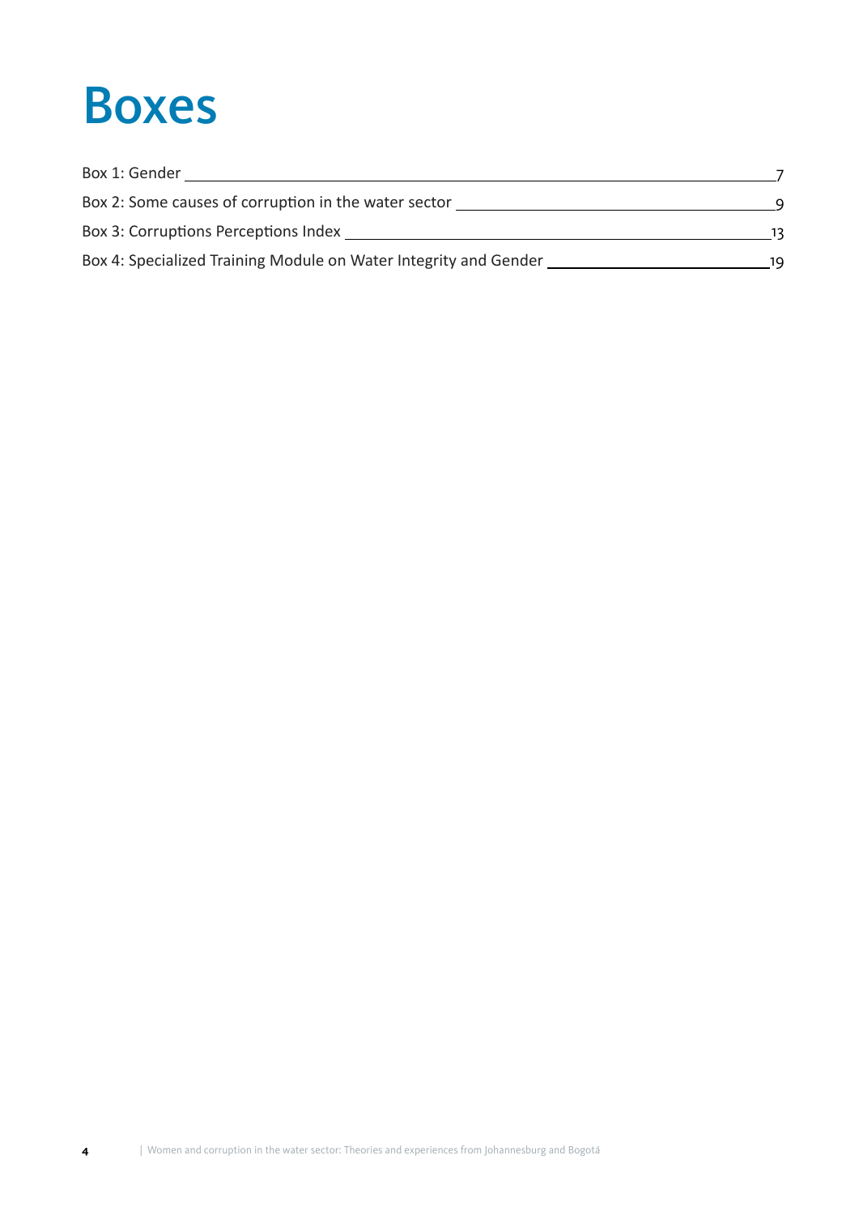# Boxes

Box 1: Gender ____ 7

Box 2: Some causes of corruption in the water sector ____ 9

Box 3: Corruptions Perceptions Index ____ 13

Box 4: Specialized Training Module on Water Integrity and Gender ____ 19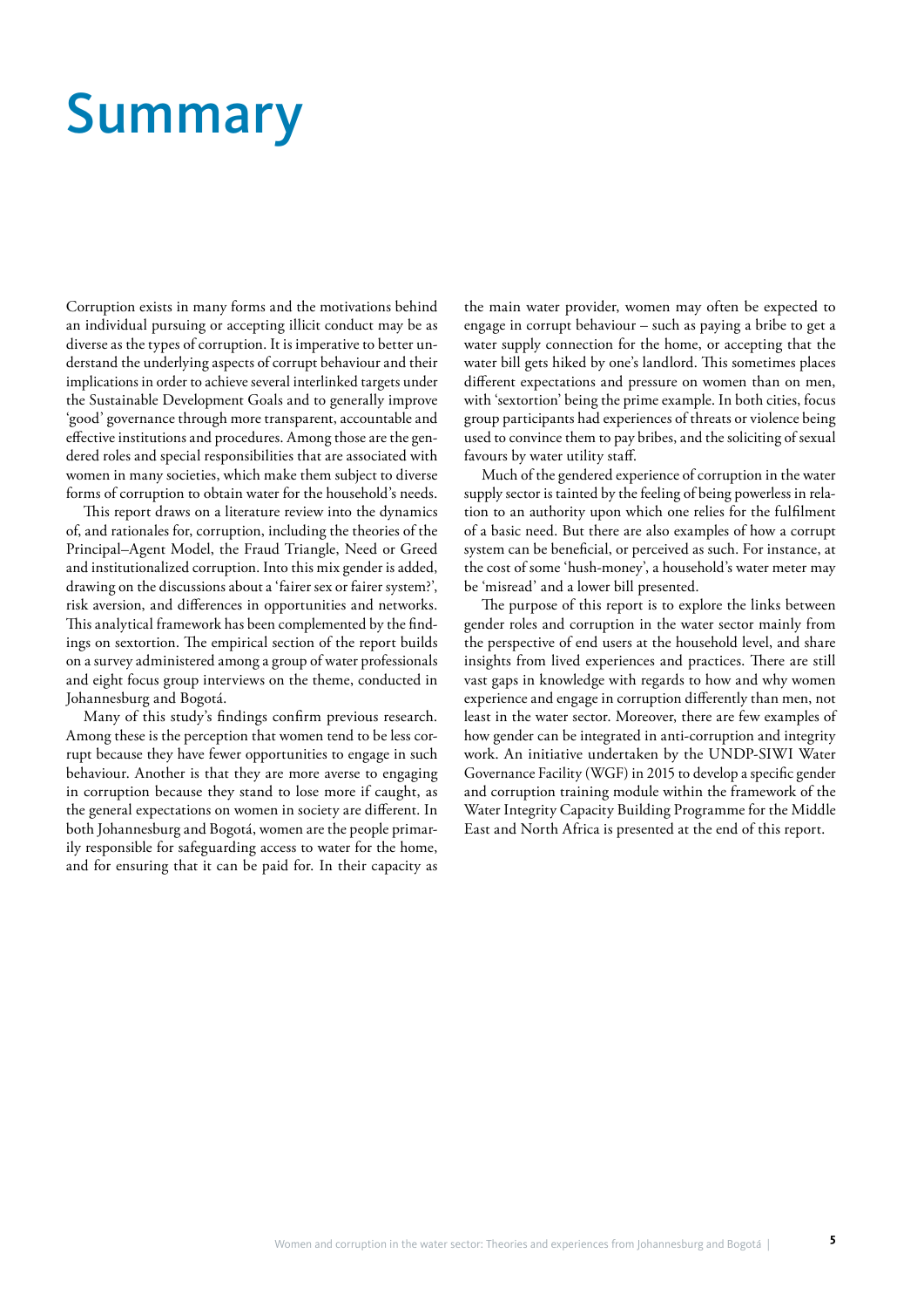# Summary

Corruption exists in many forms and the motivations behind an individual pursuing or accepting illicit conduct may be as diverse as the types of corruption. It is imperative to better understand the underlying aspects of corrupt behaviour and their implications in order to achieve several interlinked targets under the Sustainable Development Goals and to generally improve 'good' governance through more transparent, accountable and effective institutions and procedures. Among those are the gendered roles and special responsibilities that are associated with women in many societies, which make them subject to diverse forms of corruption to obtain water for the household's needs.

This report draws on a literature review into the dynamics of, and rationales for, corruption, including the theories of the Principal–Agent Model, the Fraud Triangle, Need or Greed and institutionalized corruption. Into this mix gender is added, drawing on the discussions about a 'fairer sex or fairer system?', risk aversion, and differences in opportunities and networks. This analytical framework has been complemented by the findings on sextortion. The empirical section of the report builds on a survey administered among a group of water professionals and eight focus group interviews on the theme, conducted in Johannesburg and Bogotá.

Many of this study's findings confirm previous research. Among these is the perception that women tend to be less corrupt because they have fewer opportunities to engage in such behaviour. Another is that they are more averse to engaging in corruption because they stand to lose more if caught, as the general expectations on women in society are different. In both Johannesburg and Bogotá, women are the people primarily responsible for safeguarding access to water for the home, and for ensuring that it can be paid for. In their capacity as the main water provider, women may often be expected to engage in corrupt behaviour – such as paying a bribe to get a water supply connection for the home, or accepting that the water bill gets hiked by one's landlord. This sometimes places different expectations and pressure on women than on men, with 'sextortion' being the prime example. In both cities, focus group participants had experiences of threats or violence being used to convince them to pay bribes, and the soliciting of sexual favours by water utility staff.

Much of the gendered experience of corruption in the water supply sector is tainted by the feeling of being powerless in relation to an authority upon which one relies for the fulfilment of a basic need. But there are also examples of how a corrupt system can be beneficial, or perceived as such. For instance, at the cost of some 'hush-money', a household's water meter may be 'misread' and a lower bill presented.

The purpose of this report is to explore the links between gender roles and corruption in the water sector mainly from the perspective of end users at the household level, and share insights from lived experiences and practices. There are still vast gaps in knowledge with regards to how and why women experience and engage in corruption differently than men, not least in the water sector. Moreover, there are few examples of how gender can be integrated in anti-corruption and integrity work. An initiative undertaken by the UNDP-SIWI Water Governance Facility (WGF) in 2015 to develop a specific gender and corruption training module within the framework of the Water Integrity Capacity Building Programme for the Middle East and North Africa is presented at the end of this report.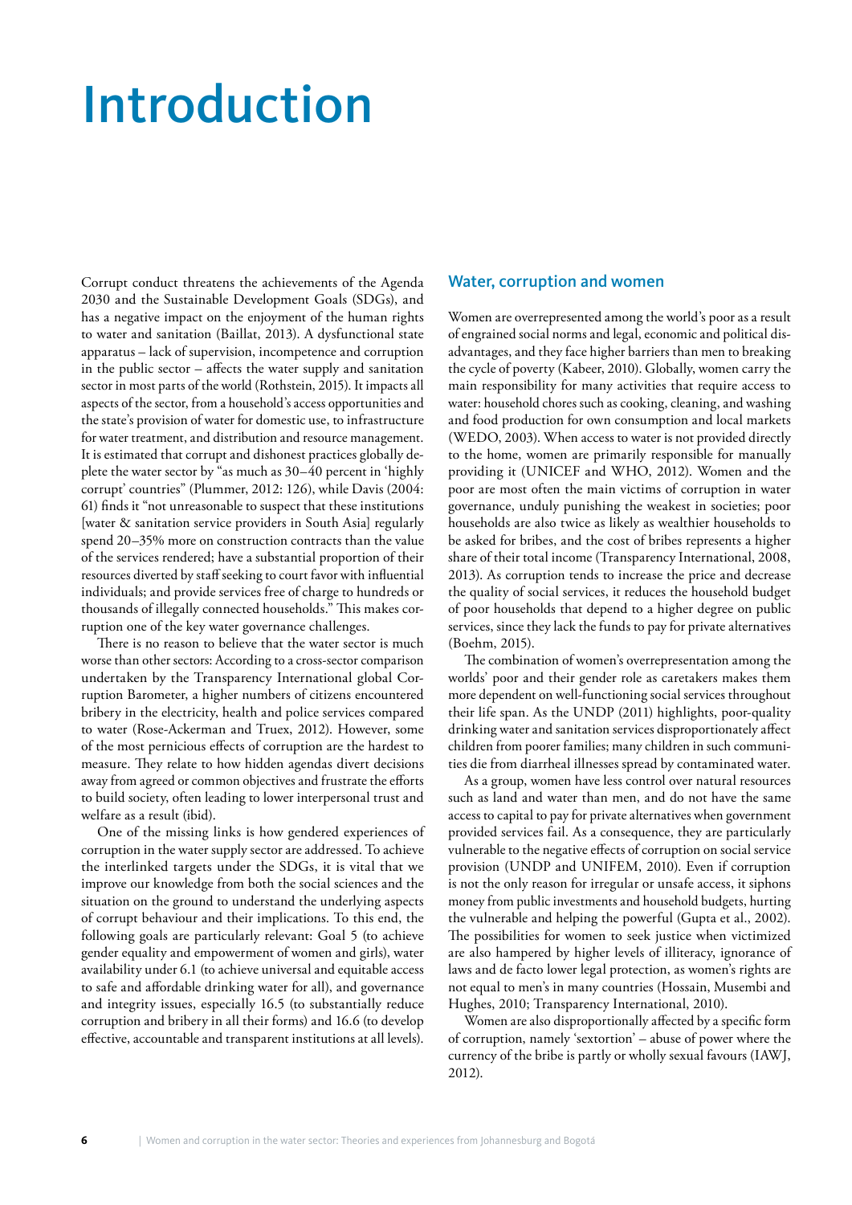# Introduction

Corrupt conduct threatens the achievements of the Agenda 2030 and the Sustainable Development Goals (SDGs), and has a negative impact on the enjoyment of the human rights to water and sanitation (Baillat, 2013). A dysfunctional state apparatus – lack of supervision, incompetence and corruption in the public sector – affects the water supply and sanitation sector in most parts of the world (Rothstein, 2015). It impacts all aspects of the sector, from a household's access opportunities and the state's provision of water for domestic use, to infrastructure for water treatment, and distribution and resource management. It is estimated that corrupt and dishonest practices globally deplete the water sector by "as much as 30–40 percent in 'highly corrupt' countries" (Plummer, 2012: 126), while Davis (2004: 61) finds it "not unreasonable to suspect that these institutions [water & sanitation service providers in South Asia] regularly spend 20–35% more on construction contracts than the value of the services rendered; have a substantial proportion of their resources diverted by staff seeking to court favor with influential individuals; and provide services free of charge to hundreds or thousands of illegally connected households." This makes corruption one of the key water governance challenges.

There is no reason to believe that the water sector is much worse than other sectors: According to a cross-sector comparison undertaken by the Transparency International global Corruption Barometer, a higher numbers of citizens encountered bribery in the electricity, health and police services compared to water (Rose-Ackerman and Truex, 2012). However, some of the most pernicious effects of corruption are the hardest to measure. They relate to how hidden agendas divert decisions away from agreed or common objectives and frustrate the efforts to build society, often leading to lower interpersonal trust and welfare as a result (ibid).

One of the missing links is how gendered experiences of corruption in the water supply sector are addressed. To achieve the interlinked targets under the SDGs, it is vital that we improve our knowledge from both the social sciences and the situation on the ground to understand the underlying aspects of corrupt behaviour and their implications. To this end, the following goals are particularly relevant: Goal 5 (to achieve gender equality and empowerment of women and girls), water availability under 6.1 (to achieve universal and equitable access to safe and affordable drinking water for all), and governance and integrity issues, especially 16.5 (to substantially reduce corruption and bribery in all their forms) and 16.6 (to develop effective, accountable and transparent institutions at all levels).

## Water, corruption and women

Women are overrepresented among the world's poor as a result of engrained social norms and legal, economic and political disadvantages, and they face higher barriers than men to breaking the cycle of poverty (Kabeer, 2010). Globally, women carry the main responsibility for many activities that require access to water: household chores such as cooking, cleaning, and washing and food production for own consumption and local markets (WEDO, 2003). When access to water is not provided directly to the home, women are primarily responsible for manually providing it (UNICEF and WHO, 2012). Women and the poor are most often the main victims of corruption in water governance, unduly punishing the weakest in societies; poor households are also twice as likely as wealthier households to be asked for bribes, and the cost of bribes represents a higher share of their total income (Transparency International, 2008, 2013). As corruption tends to increase the price and decrease the quality of social services, it reduces the household budget of poor households that depend to a higher degree on public services, since they lack the funds to pay for private alternatives (Boehm, 2015).

The combination of women's overrepresentation among the worlds' poor and their gender role as caretakers makes them more dependent on well-functioning social services throughout their life span. As the UNDP (2011) highlights, poor-quality drinking water and sanitation services disproportionately affect children from poorer families; many children in such communities die from diarrheal illnesses spread by contaminated water.

As a group, women have less control over natural resources such as land and water than men, and do not have the same access to capital to pay for private alternatives when government provided services fail. As a consequence, they are particularly vulnerable to the negative effects of corruption on social service provision (UNDP and UNIFEM, 2010). Even if corruption is not the only reason for irregular or unsafe access, it siphons money from public investments and household budgets, hurting the vulnerable and helping the powerful (Gupta et al., 2002). The possibilities for women to seek justice when victimized are also hampered by higher levels of illiteracy, ignorance of laws and de facto lower legal protection, as women's rights are not equal to men's in many countries (Hossain, Musembi and Hughes, 2010; Transparency International, 2010).

Women are also disproportionally affected by a specific form of corruption, namely 'sextortion' – abuse of power where the currency of the bribe is partly or wholly sexual favours (IAWJ, 2012).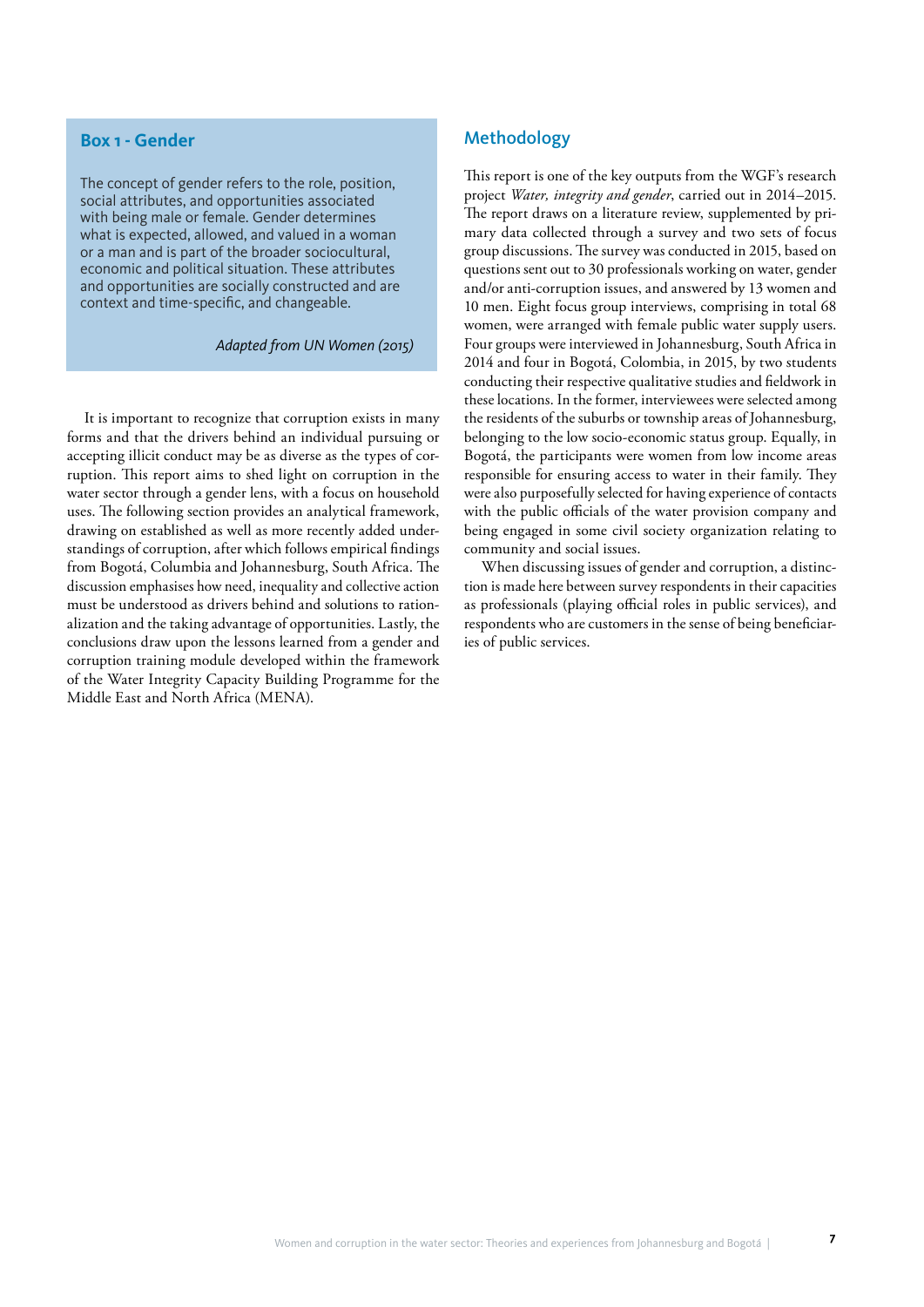## Box 1 - Gender

The concept of gender refers to the role, position, social attributes, and opportunities associated with being male or female. Gender determines what is expected, allowed, and valued in a woman or a man and is part of the broader sociocultural, economic and political situation. These attributes and opportunities are socially constructed and are context and time-specific, and changeable.

*Adapted from UN Women (2015)*

It is important to recognize that corruption exists in many forms and that the drivers behind an individual pursuing or accepting illicit conduct may be as diverse as the types of corruption. This report aims to shed light on corruption in the water sector through a gender lens, with a focus on household uses. The following section provides an analytical framework, drawing on established as well as more recently added understandings of corruption, after which follows empirical findings from Bogotá, Columbia and Johannesburg, South Africa. The discussion emphasises how need, inequality and collective action must be understood as drivers behind and solutions to rationalization and the taking advantage of opportunities. Lastly, the conclusions draw upon the lessons learned from a gender and corruption training module developed within the framework of the Water Integrity Capacity Building Programme for the Middle East and North Africa (MENA).

## Methodology

This report is one of the key outputs from the WGF's research project *Water, integrity and gender*, carried out in 2014–2015. The report draws on a literature review, supplemented by primary data collected through a survey and two sets of focus group discussions. The survey was conducted in 2015, based on questions sent out to 30 professionals working on water, gender and/or anti-corruption issues, and answered by 13 women and 10 men. Eight focus group interviews, comprising in total 68 women, were arranged with female public water supply users. Four groups were interviewed in Johannesburg, South Africa in 2014 and four in Bogotá, Colombia, in 2015, by two students conducting their respective qualitative studies and fieldwork in these locations. In the former, interviewees were selected among the residents of the suburbs or township areas of Johannesburg, belonging to the low socio-economic status group. Equally, in Bogotá, the participants were women from low income areas responsible for ensuring access to water in their family. They were also purposefully selected for having experience of contacts with the public officials of the water provision company and being engaged in some civil society organization relating to community and social issues.

When discussing issues of gender and corruption, a distinction is made here between survey respondents in their capacities as professionals (playing official roles in public services), and respondents who are customers in the sense of being beneficiaries of public services.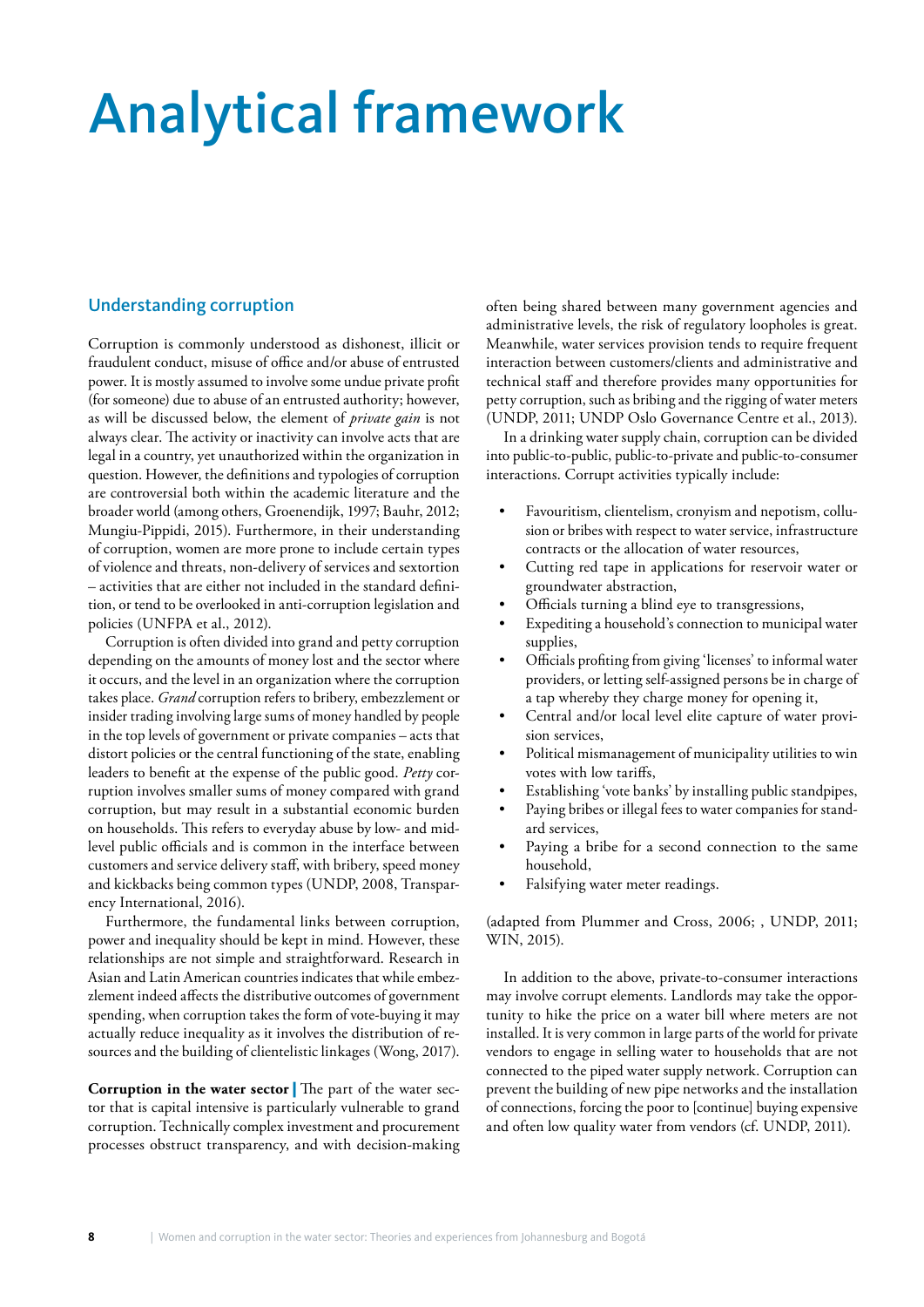# Analytical framework

## Understanding corruption

Corruption is commonly understood as dishonest, illicit or fraudulent conduct, misuse of office and/or abuse of entrusted power. It is mostly assumed to involve some undue private profit (for someone) due to abuse of an entrusted authority; however, as will be discussed below, the element of *private gain* is not always clear. The activity or inactivity can involve acts that are legal in a country, yet unauthorized within the organization in question. However, the definitions and typologies of corruption are controversial both within the academic literature and the broader world (among others, Groenendijk, 1997; Bauhr, 2012; Mungiu-Pippidi, 2015). Furthermore, in their understanding of corruption, women are more prone to include certain types of violence and threats, non-delivery of services and sextortion – activities that are either not included in the standard definition, or tend to be overlooked in anti-corruption legislation and policies (UNFPA et al., 2012).

Corruption is often divided into grand and petty corruption depending on the amounts of money lost and the sector where it occurs, and the level in an organization where the corruption takes place. *Grand* corruption refers to bribery, embezzlement or insider trading involving large sums of money handled by people in the top levels of government or private companies – acts that distort policies or the central functioning of the state, enabling leaders to benefit at the expense of the public good. *Petty* corruption involves smaller sums of money compared with grand corruption, but may result in a substantial economic burden on households. This refers to everyday abuse by low- and mid-level public officials and is common in the interface between customers and service delivery staff, with bribery, speed money and kickbacks being common types (UNDP, 2008, Transparency International, 2016).

Furthermore, the fundamental links between corruption, power and inequality should be kept in mind. However, these relationships are not simple and straightforward. Research in Asian and Latin American countries indicates that while embezzlement indeed affects the distributive outcomes of government spending, when corruption takes the form of vote-buying it may actually reduce inequality as it involves the distribution of resources and the building of clientelistic linkages (Wong, 2017).

**Corruption in the water sector |** The part of the water sector that is capital intensive is particularly vulnerable to grand corruption. Technically complex investment and procurement processes obstruct transparency, and with decision-making often being shared between many government agencies and administrative levels, the risk of regulatory loopholes is great. Meanwhile, water services provision tends to require frequent interaction between customers/clients and administrative and technical staff and therefore provides many opportunities for petty corruption, such as bribing and the rigging of water meters (UNDP, 2011; UNDP Oslo Governance Centre et al., 2013).

In a drinking water supply chain, corruption can be divided into public-to-public, public-to-private and public-to-consumer interactions. Corrupt activities typically include:

- Favouritism, clientelism, cronyism and nepotism, collusion or bribes with respect to water service, infrastructure contracts or the allocation of water resources,
- Cutting red tape in applications for reservoir water or groundwater abstraction,
- Officials turning a blind eye to transgressions,
- Expediting a household's connection to municipal water supplies,
- Officials profiting from giving 'licenses' to informal water providers, or letting self-assigned persons be in charge of a tap whereby they charge money for opening it,
- Central and/or local level elite capture of water provision services,
- Political mismanagement of municipality utilities to win votes with low tariffs,
- Establishing 'vote banks' by installing public standpipes,
- Paying bribes or illegal fees to water companies for standard services,
- Paying a bribe for a second connection to the same household,
- Falsifying water meter readings.

(adapted from Plummer and Cross, 2006; , UNDP, 2011; WIN, 2015).

In addition to the above, private-to-consumer interactions may involve corrupt elements. Landlords may take the opportunity to hike the price on a water bill where meters are not installed. It is very common in large parts of the world for private vendors to engage in selling water to households that are not connected to the piped water supply network. Corruption can prevent the building of new pipe networks and the installation of connections, forcing the poor to [continue] buying expensive and often low quality water from vendors (cf. UNDP, 2011).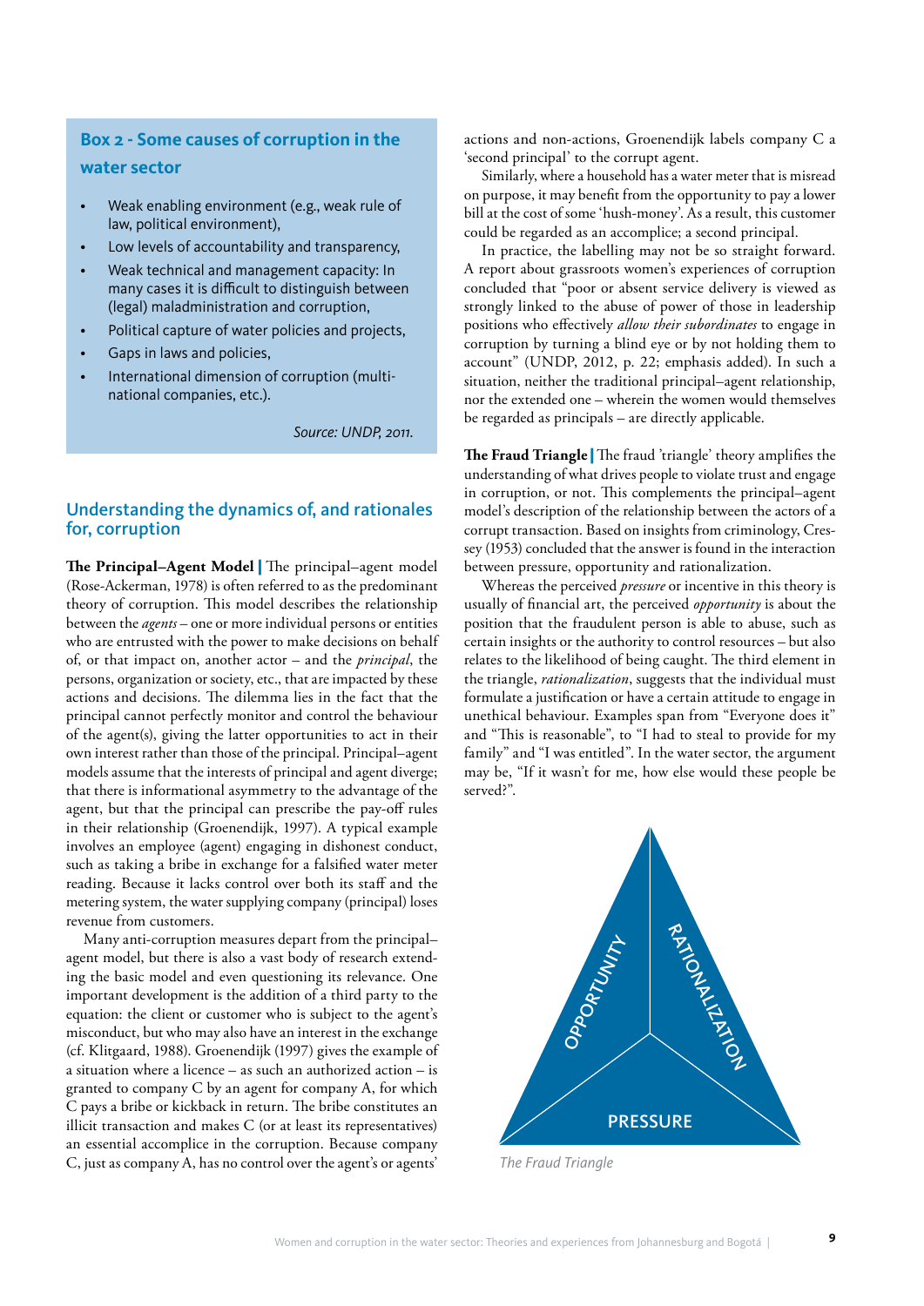### Box 2 - Some causes of corruption in the water sector

- Weak enabling environment (e.g., weak rule of law, political environment),
- Low levels of accountability and transparency,
- Weak technical and management capacity: In many cases it is difficult to distinguish between (legal) maladministration and corruption,
- Political capture of water policies and projects,
- Gaps in laws and policies,
- International dimension of corruption (multi-national companies, etc.).

*Source: UNDP, 2011.*

## Understanding the dynamics of, and rationales for, corruption

**The Principal–Agent Model |** The principal–agent model (Rose-Ackerman, 1978) is often referred to as the predominant theory of corruption. This model describes the relationship between the *agents* – one or more individual persons or entities who are entrusted with the power to make decisions on behalf of, or that impact on, another actor – and the *principal*, the persons, organization or society, etc., that are impacted by these actions and decisions. The dilemma lies in the fact that the principal cannot perfectly monitor and control the behaviour of the agent(s), giving the latter opportunities to act in their own interest rather than those of the principal. Principal–agent models assume that the interests of principal and agent diverge; that there is informational asymmetry to the advantage of the agent, but that the principal can prescribe the pay-off rules in their relationship (Groenendijk, 1997). A typical example involves an employee (agent) engaging in dishonest conduct, such as taking a bribe in exchange for a falsified water meter reading. Because it lacks control over both its staff and the metering system, the water supplying company (principal) loses revenue from customers.

Many anti-corruption measures depart from the principal–agent model, but there is also a vast body of research extending the basic model and even questioning its relevance. One important development is the addition of a third party to the equation: the client or customer who is subject to the agent's misconduct, but who may also have an interest in the exchange (cf. Klitgaard, 1988). Groenendijk (1997) gives the example of a situation where a licence – as such an authorized action – is granted to company C by an agent for company A, for which C pays a bribe or kickback in return. The bribe constitutes an illicit transaction and makes C (or at least its representatives) an essential accomplice in the corruption. Because company C, just as company A, has no control over the agent's or agents' actions and non-actions, Groenendijk labels company C a 'second principal' to the corrupt agent.

Similarly, where a household has a water meter that is misread on purpose, it may benefit from the opportunity to pay a lower bill at the cost of some 'hush-money'. As a result, this customer could be regarded as an accomplice; a second principal.

In practice, the labelling may not be so straight forward. A report about grassroots women's experiences of corruption concluded that "poor or absent service delivery is viewed as strongly linked to the abuse of power of those in leadership positions who effectively *allow their subordinates* to engage in corruption by turning a blind eye or by not holding them to account" (UNDP, 2012, p. 22; emphasis added). In such a situation, neither the traditional principal–agent relationship, nor the extended one – wherein the women would themselves be regarded as principals – are directly applicable.

**The Fraud Triangle |** The fraud 'triangle' theory amplifies the understanding of what drives people to violate trust and engage in corruption, or not. This complements the principal–agent model's description of the relationship between the actors of a corrupt transaction. Based on insights from criminology, Cressey (1953) concluded that the answer is found in the interaction between pressure, opportunity and rationalization.

Whereas the perceived *pressure* or incentive in this theory is usually of financial art, the perceived *opportunity* is about the position that the fraudulent person is able to abuse, such as certain insights or the authority to control resources – but also relates to the likelihood of being caught. The third element in the triangle, *rationalization*, suggests that the individual must formulate a justification or have a certain attitude to engage in unethical behaviour. Examples span from "Everyone does it" and "This is reasonable", to "I had to steal to provide for my family" and "I was entitled". In the water sector, the argument may be, "If it wasn't for me, how else would these people be served?".

OPPORTUNITY | RATIONALIZATION | PRESSURE

*The Fraud Triangle*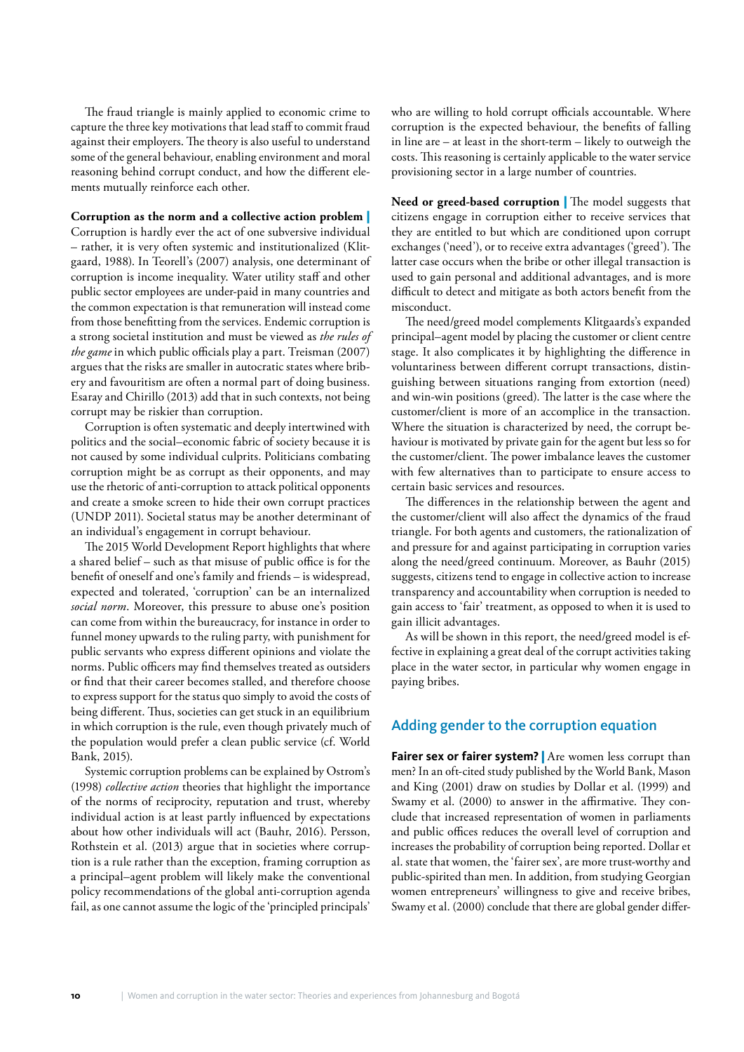The fraud triangle is mainly applied to economic crime to capture the three key motivations that lead staff to commit fraud against their employers. The theory is also useful to understand some of the general behaviour, enabling environment and moral reasoning behind corrupt conduct, and how the different elements mutually reinforce each other.

**Corruption as the norm and a collective action problem |** Corruption is hardly ever the act of one subversive individual – rather, it is very often systemic and institutionalized (Klitgaard, 1988). In Teorell's (2007) analysis, one determinant of corruption is income inequality. Water utility staff and other public sector employees are under-paid in many countries and the common expectation is that remuneration will instead come from those benefitting from the services. Endemic corruption is a strong societal institution and must be viewed as *the rules of the game* in which public officials play a part. Treisman (2007) argues that the risks are smaller in autocratic states where bribery and favouritism are often a normal part of doing business. Esaray and Chirillo (2013) add that in such contexts, not being corrupt may be riskier than corruption.

Corruption is often systematic and deeply intertwined with politics and the social–economic fabric of society because it is not caused by some individual culprits. Politicians combating corruption might be as corrupt as their opponents, and may use the rhetoric of anti-corruption to attack political opponents and create a smoke screen to hide their own corrupt practices (UNDP 2011). Societal status may be another determinant of an individual's engagement in corrupt behaviour.

The 2015 World Development Report highlights that where a shared belief – such as that misuse of public office is for the benefit of oneself and one's family and friends – is widespread, expected and tolerated, 'corruption' can be an internalized *social norm*. Moreover, this pressure to abuse one's position can come from within the bureaucracy, for instance in order to funnel money upwards to the ruling party, with punishment for public servants who express different opinions and violate the norms. Public officers may find themselves treated as outsiders or find that their career becomes stalled, and therefore choose to express support for the status quo simply to avoid the costs of being different. Thus, societies can get stuck in an equilibrium in which corruption is the rule, even though privately much of the population would prefer a clean public service (cf. World Bank, 2015).

Systemic corruption problems can be explained by Ostrom's (1998) *collective action* theories that highlight the importance of the norms of reciprocity, reputation and trust, whereby individual action is at least partly influenced by expectations about how other individuals will act (Bauhr, 2016). Persson, Rothstein et al. (2013) argue that in societies where corruption is a rule rather than the exception, framing corruption as a principal–agent problem will likely make the conventional policy recommendations of the global anti-corruption agenda fail, as one cannot assume the logic of the 'principled principals' who are willing to hold corrupt officials accountable. Where corruption is the expected behaviour, the benefits of falling in line are – at least in the short-term – likely to outweigh the costs. This reasoning is certainly applicable to the water service provisioning sector in a large number of countries.

**Need or greed-based corruption |** The model suggests that citizens engage in corruption either to receive services that they are entitled to but which are conditioned upon corrupt exchanges ('need'), or to receive extra advantages ('greed'). The latter case occurs when the bribe or other illegal transaction is used to gain personal and additional advantages, and is more difficult to detect and mitigate as both actors benefit from the misconduct.

The need/greed model complements Klitgaards's expanded principal–agent model by placing the customer or client centre stage. It also complicates it by highlighting the difference in voluntariness between different corrupt transactions, distinguishing between situations ranging from extortion (need) and win-win positions (greed). The latter is the case where the customer/client is more of an accomplice in the transaction. Where the situation is characterized by need, the corrupt behaviour is motivated by private gain for the agent but less so for the customer/client. The power imbalance leaves the customer with few alternatives than to participate to ensure access to certain basic services and resources.

The differences in the relationship between the agent and the customer/client will also affect the dynamics of the fraud triangle. For both agents and customers, the rationalization of and pressure for and against participating in corruption varies along the need/greed continuum. Moreover, as Bauhr (2015) suggests, citizens tend to engage in collective action to increase transparency and accountability when corruption is needed to gain access to 'fair' treatment, as opposed to when it is used to gain illicit advantages.

As will be shown in this report, the need/greed model is effective in explaining a great deal of the corrupt activities taking place in the water sector, in particular why women engage in paying bribes.

## Adding gender to the corruption equation

**Fairer sex or fairer system? |** Are women less corrupt than men? In an oft-cited study published by the World Bank, Mason and King (2001) draw on studies by Dollar et al. (1999) and Swamy et al. (2000) to answer in the affirmative. They conclude that increased representation of women in parliaments and public offices reduces the overall level of corruption and increases the probability of corruption being reported. Dollar et al. state that women, the 'fairer sex', are more trust-worthy and public-spirited than men. In addition, from studying Georgian women entrepreneurs' willingness to give and receive bribes, Swamy et al. (2000) conclude that there are global gender differ-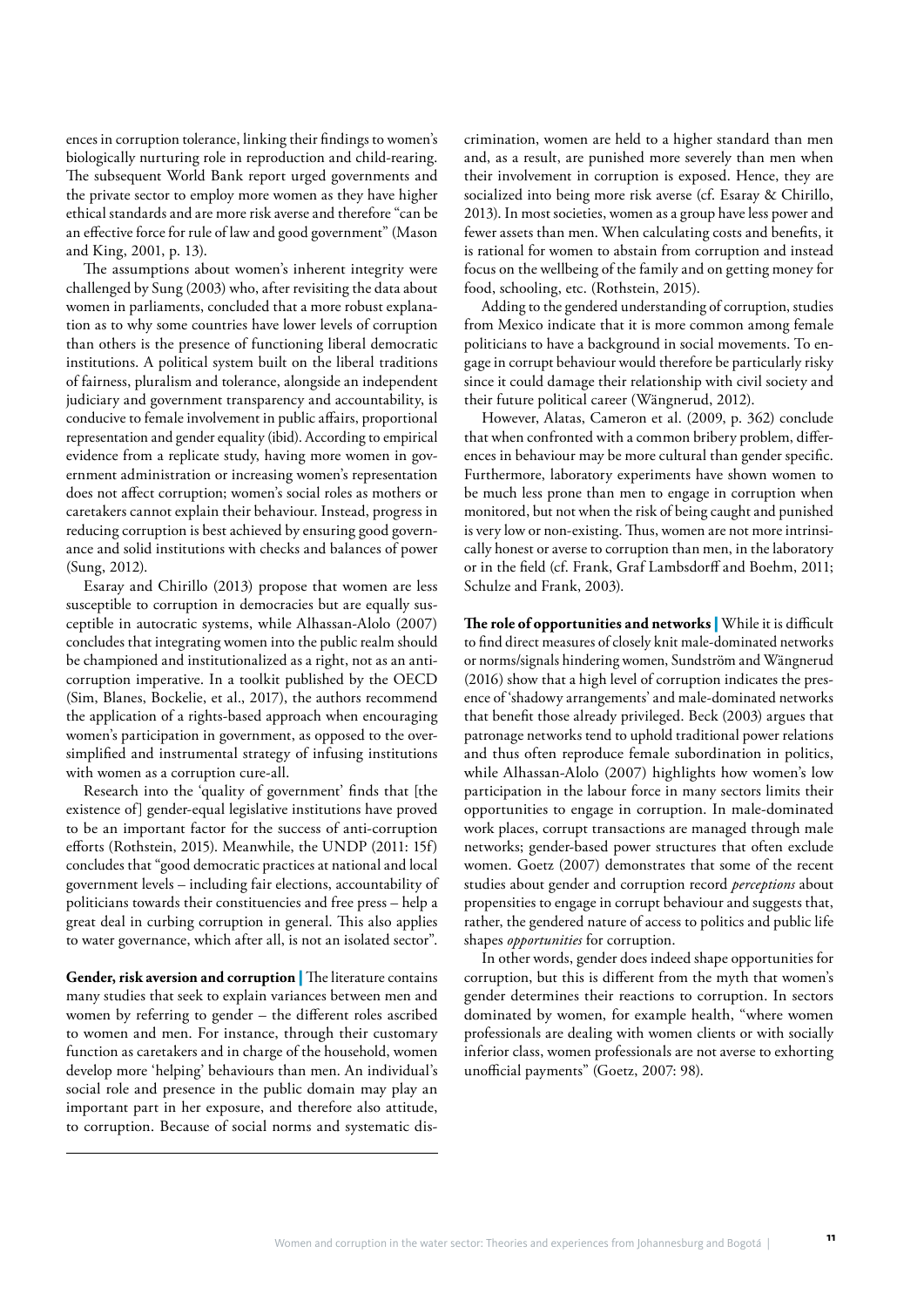ences in corruption tolerance, linking their findings to women's biologically nurturing role in reproduction and child-rearing. The subsequent World Bank report urged governments and the private sector to employ more women as they have higher ethical standards and are more risk averse and therefore "can be an effective force for rule of law and good government" (Mason and King, 2001, p. 13).

The assumptions about women's inherent integrity were challenged by Sung (2003) who, after revisiting the data about women in parliaments, concluded that a more robust explanation as to why some countries have lower levels of corruption than others is the presence of functioning liberal democratic institutions. A political system built on the liberal traditions of fairness, pluralism and tolerance, alongside an independent judiciary and government transparency and accountability, is conducive to female involvement in public affairs, proportional representation and gender equality (ibid). According to empirical evidence from a replicate study, having more women in government administration or increasing women's representation does not affect corruption; women's social roles as mothers or caretakers cannot explain their behaviour. Instead, progress in reducing corruption is best achieved by ensuring good governance and solid institutions with checks and balances of power (Sung, 2012).

Esaray and Chirillo (2013) propose that women are less susceptible to corruption in democracies but are equally susceptible in autocratic systems, while Alhassan-Alolo (2007) concludes that integrating women into the public realm should be championed and institutionalized as a right, not as an anti-corruption imperative. In a toolkit published by the OECD (Sim, Blanes, Bockelie, et al., 2017), the authors recommend the application of a rights-based approach when encouraging women's participation in government, as opposed to the over-simplified and instrumental strategy of infusing institutions with women as a corruption cure-all.

Research into the 'quality of government' finds that [the existence of] gender-equal legislative institutions have proved to be an important factor for the success of anti-corruption efforts (Rothstein, 2015). Meanwhile, the UNDP (2011: 15f) concludes that "good democratic practices at national and local government levels – including fair elections, accountability of politicians towards their constituencies and free press – help a great deal in curbing corruption in general. This also applies to water governance, which after all, is not an isolated sector".

**Gender, risk aversion and corruption |** The literature contains many studies that seek to explain variances between men and women by referring to gender – the different roles ascribed to women and men. For instance, through their customary function as caretakers and in charge of the household, women develop more 'helping' behaviours than men. An individual's social role and presence in the public domain may play an important part in her exposure, and therefore also attitude, to corruption. Because of social norms and systematic discrimination, women are held to a higher standard than men and, as a result, are punished more severely than men when their involvement in corruption is exposed. Hence, they are socialized into being more risk averse (cf. Esaray & Chirillo, 2013). In most societies, women as a group have less power and fewer assets than men. When calculating costs and benefits, it is rational for women to abstain from corruption and instead focus on the wellbeing of the family and on getting money for food, schooling, etc. (Rothstein, 2015).

Adding to the gendered understanding of corruption, studies from Mexico indicate that it is more common among female politicians to have a background in social movements. To engage in corrupt behaviour would therefore be particularly risky since it could damage their relationship with civil society and their future political career (Wängnerud, 2012).

However, Alatas, Cameron et al. (2009, p. 362) conclude that when confronted with a common bribery problem, differences in behaviour may be more cultural than gender specific. Furthermore, laboratory experiments have shown women to be much less prone than men to engage in corruption when monitored, but not when the risk of being caught and punished is very low or non-existing. Thus, women are not more intrinsically honest or averse to corruption than men, in the laboratory or in the field (cf. Frank, Graf Lambsdorff and Boehm, 2011; Schulze and Frank, 2003).

**The role of opportunities and networks |** While it is difficult to find direct measures of closely knit male-dominated networks or norms/signals hindering women, Sundström and Wängnerud (2016) show that a high level of corruption indicates the presence of 'shadowy arrangements' and male-dominated networks that benefit those already privileged. Beck (2003) argues that patronage networks tend to uphold traditional power relations and thus often reproduce female subordination in politics, while Alhassan-Alolo (2007) highlights how women's low participation in the labour force in many sectors limits their opportunities to engage in corruption. In male-dominated work places, corrupt transactions are managed through male networks; gender-based power structures that often exclude women. Goetz (2007) demonstrates that some of the recent studies about gender and corruption record *perceptions* about propensities to engage in corrupt behaviour and suggests that, rather, the gendered nature of access to politics and public life shapes *opportunities* for corruption.

In other words, gender does indeed shape opportunities for corruption, but this is different from the myth that women's gender determines their reactions to corruption. In sectors dominated by women, for example health, "where women professionals are dealing with women clients or with socially inferior class, women professionals are not averse to exhorting unofficial payments" (Goetz, 2007: 98).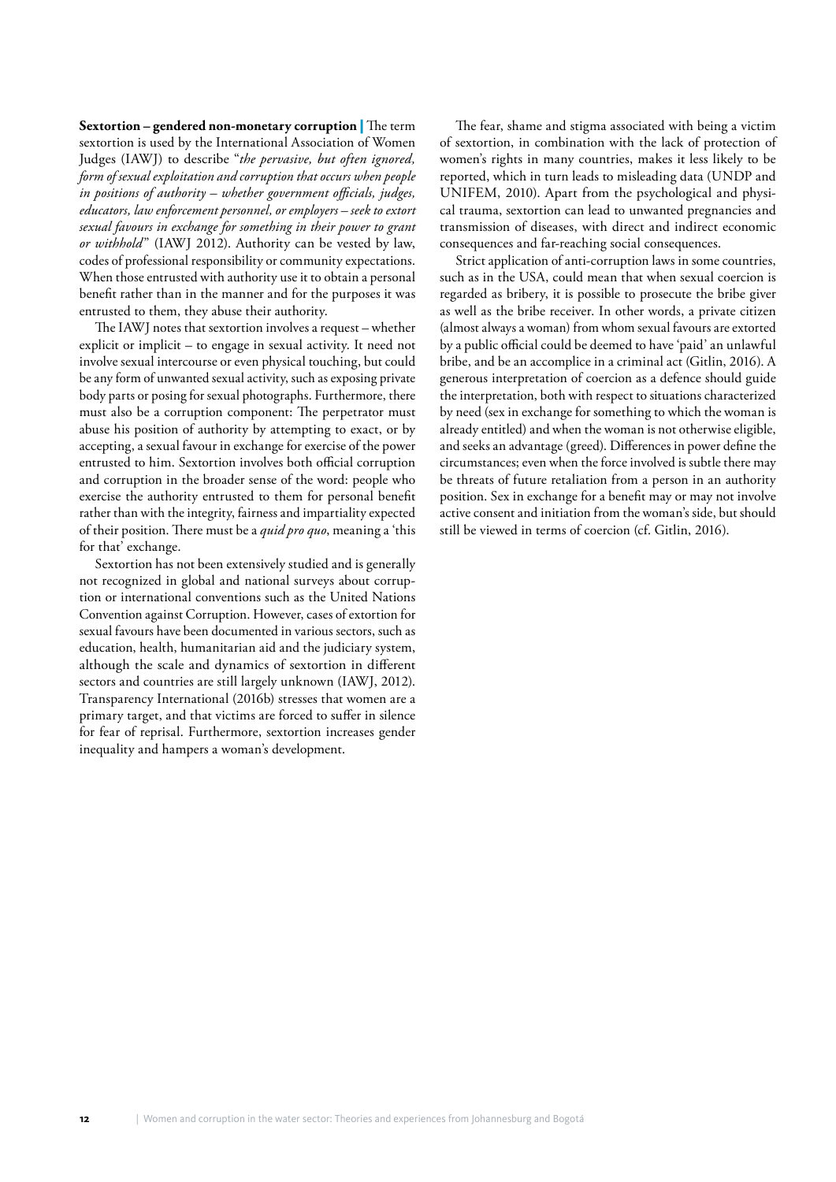**Sextortion – gendered non-monetary corruption** | The term sextortion is used by the International Association of Women Judges (IAWJ) to describe "*the pervasive, but often ignored, form of sexual exploitation and corruption that occurs when people in positions of authority – whether government officials, judges, educators, law enforcement personnel, or employers – seek to extort sexual favours in exchange for something in their power to grant or withhold*" (IAWJ 2012). Authority can be vested by law, codes of professional responsibility or community expectations. When those entrusted with authority use it to obtain a personal benefit rather than in the manner and for the purposes it was entrusted to them, they abuse their authority.

The IAWJ notes that sextortion involves a request – whether explicit or implicit – to engage in sexual activity. It need not involve sexual intercourse or even physical touching, but could be any form of unwanted sexual activity, such as exposing private body parts or posing for sexual photographs. Furthermore, there must also be a corruption component: The perpetrator must abuse his position of authority by attempting to exact, or by accepting, a sexual favour in exchange for exercise of the power entrusted to him. Sextortion involves both official corruption and corruption in the broader sense of the word: people who exercise the authority entrusted to them for personal benefit rather than with the integrity, fairness and impartiality expected of their position. There must be a *quid pro quo*, meaning a 'this for that' exchange.

Sextortion has not been extensively studied and is generally not recognized in global and national surveys about corruption or international conventions such as the United Nations Convention against Corruption. However, cases of extortion for sexual favours have been documented in various sectors, such as education, health, humanitarian aid and the judiciary system, although the scale and dynamics of sextortion in different sectors and countries are still largely unknown (IAWJ, 2012). Transparency International (2016b) stresses that women are a primary target, and that victims are forced to suffer in silence for fear of reprisal. Furthermore, sextortion increases gender inequality and hampers a woman's development.

The fear, shame and stigma associated with being a victim of sextortion, in combination with the lack of protection of women's rights in many countries, makes it less likely to be reported, which in turn leads to misleading data (UNDP and UNIFEM, 2010). Apart from the psychological and physical trauma, sextortion can lead to unwanted pregnancies and transmission of diseases, with direct and indirect economic consequences and far-reaching social consequences.

Strict application of anti-corruption laws in some countries, such as in the USA, could mean that when sexual coercion is regarded as bribery, it is possible to prosecute the bribe giver as well as the bribe receiver. In other words, a private citizen (almost always a woman) from whom sexual favours are extorted by a public official could be deemed to have 'paid' an unlawful bribe, and be an accomplice in a criminal act (Gitlin, 2016). A generous interpretation of coercion as a defence should guide the interpretation, both with respect to situations characterized by need (sex in exchange for something to which the woman is already entitled) and when the woman is not otherwise eligible, and seeks an advantage (greed). Differences in power define the circumstances; even when the force involved is subtle there may be threats of future retaliation from a person in an authority position. Sex in exchange for a benefit may or may not involve active consent and initiation from the woman's side, but should still be viewed in terms of coercion (cf. Gitlin, 2016).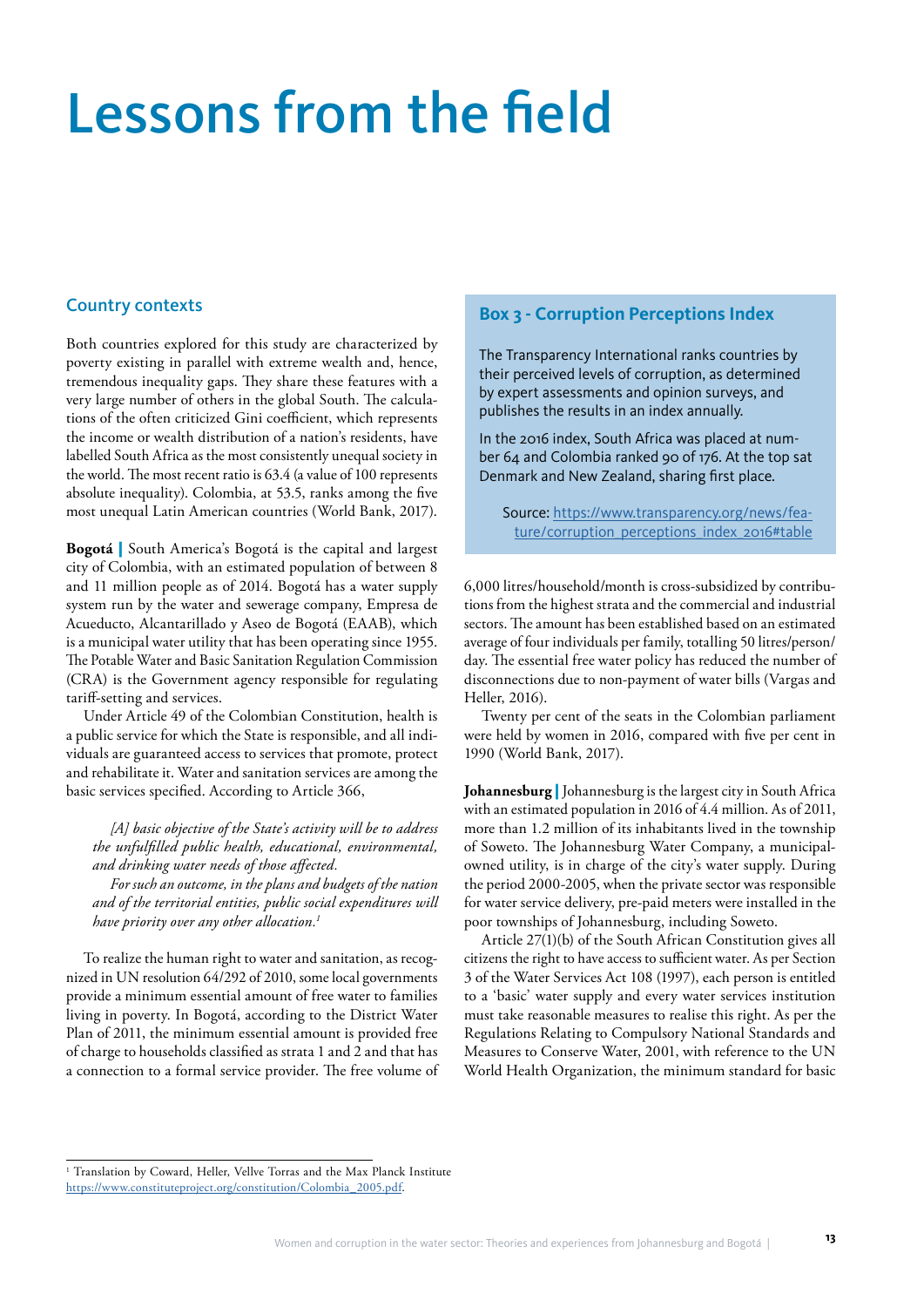# Lessons from the field

## Country contexts

Both countries explored for this study are characterized by poverty existing in parallel with extreme wealth and, hence, tremendous inequality gaps. They share these features with a very large number of others in the global South. The calculations of the often criticized Gini coefficient, which represents the income or wealth distribution of a nation's residents, have labelled South Africa as the most consistently unequal society in the world. The most recent ratio is 63.4 (a value of 100 represents absolute inequality). Colombia, at 53.5, ranks among the five most unequal Latin American countries (World Bank, 2017).

**Bogotá |** South America's Bogotá is the capital and largest city of Colombia, with an estimated population of between 8 and 11 million people as of 2014. Bogotá has a water supply system run by the water and sewerage company, Empresa de Acueducto, Alcantarillado y Aseo de Bogotá (EAAB), which is a municipal water utility that has been operating since 1955. The Potable Water and Basic Sanitation Regulation Commission (CRA) is the Government agency responsible for regulating tariff-setting and services.

Under Article 49 of the Colombian Constitution, health is a public service for which the State is responsible, and all individuals are guaranteed access to services that promote, protect and rehabilitate it. Water and sanitation services are among the basic services specified. According to Article 366,

> *[A] basic objective of the State's activity will be to address the unfulfilled public health, educational, environmental, and drinking water needs of those affected.*
>
> *For such an outcome, in the plans and budgets of the nation and of the territorial entities, public social expenditures will have priority over any other allocation.*[1]

To realize the human right to water and sanitation, as recognized in UN resolution 64/292 of 2010, some local governments provide a minimum essential amount of free water to families living in poverty. In Bogotá, according to the District Water Plan of 2011, the minimum essential amount is provided free of charge to households classified as strata 1 and 2 and that has a connection to a formal service provider. The free volume of 6,000 litres/household/month is cross-subsidized by contributions from the highest strata and the commercial and industrial sectors. The amount has been established based on an estimated average of four individuals per family, totalling 50 litres/person/day. The essential free water policy has reduced the number of disconnections due to non-payment of water bills (Vargas and Heller, 2016).

Twenty per cent of the seats in the Colombian parliament were held by women in 2016, compared with five per cent in 1990 (World Bank, 2017).

### Box 3 - Corruption Perceptions Index

The Transparency International ranks countries by their perceived levels of corruption, as determined by expert assessments and opinion surveys, and publishes the results in an index annually.

In the 2016 index, South Africa was placed at number 64 and Colombia ranked 90 of 176. At the top sat Denmark and New Zealand, sharing first place.

Source: https://www.transparency.org/news/feature/corruption_perceptions_index_2016#table

**Johannesburg |** Johannesburg is the largest city in South Africa with an estimated population in 2016 of 4.4 million. As of 2011, more than 1.2 million of its inhabitants lived in the township of Soweto. The Johannesburg Water Company, a municipal-owned utility, is in charge of the city's water supply. During the period 2000-2005, when the private sector was responsible for water service delivery, pre-paid meters were installed in the poor townships of Johannesburg, including Soweto.

Article 27(1)(b) of the South African Constitution gives all citizens the right to have access to sufficient water. As per Section 3 of the Water Services Act 108 (1997), each person is entitled to a 'basic' water supply and every water services institution must take reasonable measures to realise this right. As per the Regulations Relating to Compulsory National Standards and Measures to Conserve Water, 2001, with reference to the UN World Health Organization, the minimum standard for basic

---

[1] Translation by Coward, Heller, Vellve Torras and the Max Planck Institute https://www.constituteproject.org/constitution/Colombia_2005.pdf.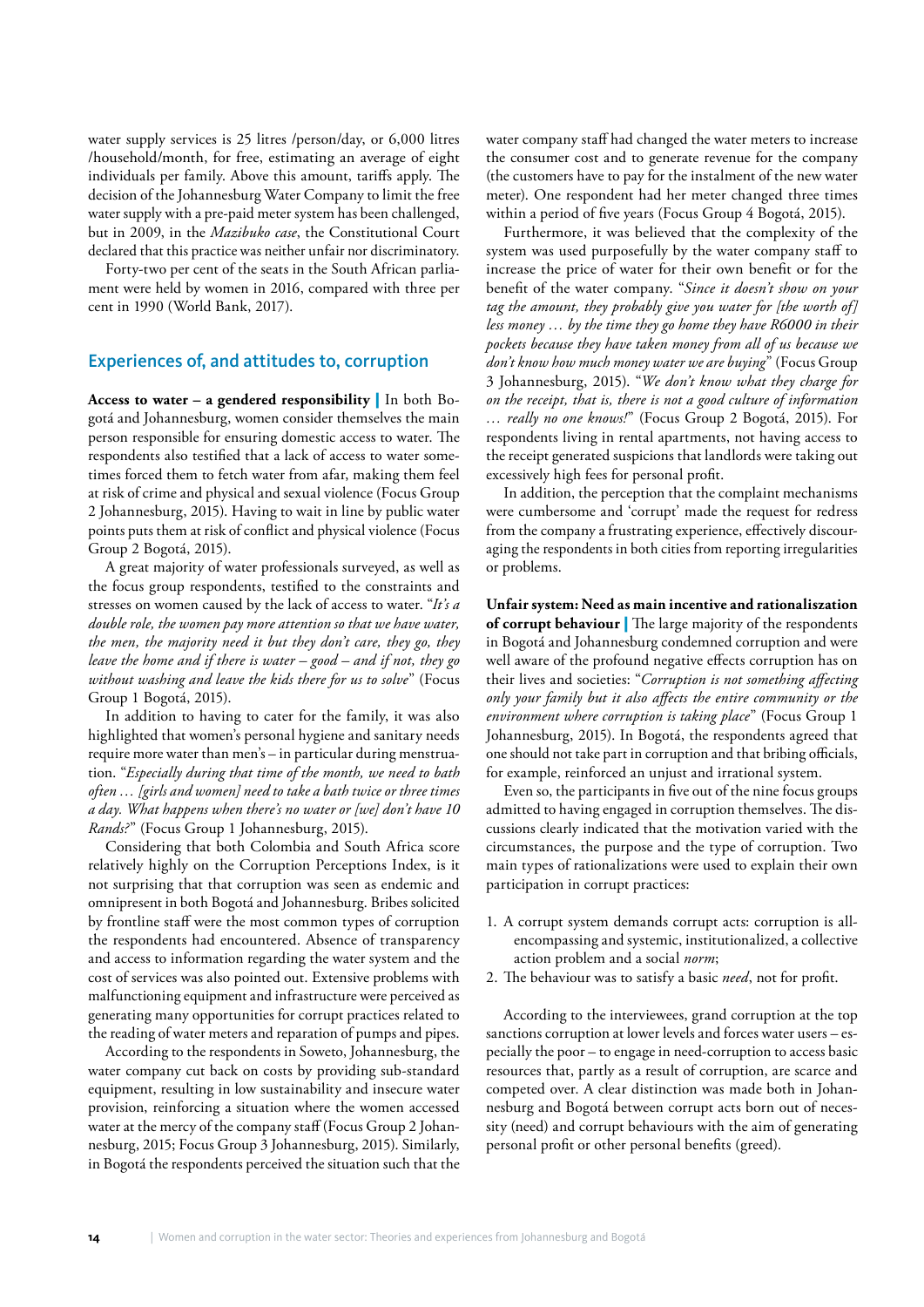water supply services is 25 litres /person/day, or 6,000 litres /household/month, for free, estimating an average of eight individuals per family. Above this amount, tariffs apply. The decision of the Johannesburg Water Company to limit the free water supply with a pre-paid meter system has been challenged, but in 2009, in the *Mazibuko case*, the Constitutional Court declared that this practice was neither unfair nor discriminatory.

Forty-two per cent of the seats in the South African parliament were held by women in 2016, compared with three per cent in 1990 (World Bank, 2017).

## Experiences of, and attitudes to, corruption

**Access to water – a gendered responsibility |** In both Bogotá and Johannesburg, women consider themselves the main person responsible for ensuring domestic access to water. The respondents also testified that a lack of access to water sometimes forced them to fetch water from afar, making them feel at risk of crime and physical and sexual violence (Focus Group 2 Johannesburg, 2015). Having to wait in line by public water points puts them at risk of conflict and physical violence (Focus Group 2 Bogotá, 2015).

A great majority of water professionals surveyed, as well as the focus group respondents, testified to the constraints and stresses on women caused by the lack of access to water. "*It's a double role, the women pay more attention so that we have water, the men, the majority need it but they don't care, they go, they leave the home and if there is water – good – and if not, they go without washing and leave the kids there for us to solve*" (Focus Group 1 Bogotá, 2015).

In addition to having to cater for the family, it was also highlighted that women's personal hygiene and sanitary needs require more water than men's – in particular during menstruation. "*Especially during that time of the month, we need to bath often … [girls and women] need to take a bath twice or three times a day. What happens when there's no water or [we] don't have 10 Rands?*" (Focus Group 1 Johannesburg, 2015).

Considering that both Colombia and South Africa score relatively highly on the Corruption Perceptions Index, is it not surprising that that corruption was seen as endemic and omnipresent in both Bogotá and Johannesburg. Bribes solicited by frontline staff were the most common types of corruption the respondents had encountered. Absence of transparency and access to information regarding the water system and the cost of services was also pointed out. Extensive problems with malfunctioning equipment and infrastructure were perceived as generating many opportunities for corrupt practices related to the reading of water meters and reparation of pumps and pipes.

According to the respondents in Soweto, Johannesburg, the water company cut back on costs by providing sub-standard equipment, resulting in low sustainability and insecure water provision, reinforcing a situation where the women accessed water at the mercy of the company staff (Focus Group 2 Johannesburg, 2015; Focus Group 3 Johannesburg, 2015). Similarly, in Bogotá the respondents perceived the situation such that the water company staff had changed the water meters to increase the consumer cost and to generate revenue for the company (the customers have to pay for the instalment of the new water meter). One respondent had her meter changed three times within a period of five years (Focus Group 4 Bogotá, 2015).

Furthermore, it was believed that the complexity of the system was used purposefully by the water company staff to increase the price of water for their own benefit or for the benefit of the water company. "*Since it doesn't show on your tag the amount, they probably give you water for [the worth of] less money … by the time they go home they have R6000 in their pockets because they have taken money from all of us because we don't know how much money water we are buying*" (Focus Group 3 Johannesburg, 2015). "*We don't know what they charge for on the receipt, that is, there is not a good culture of information … really no one knows!*" (Focus Group 2 Bogotá, 2015). For respondents living in rental apartments, not having access to the receipt generated suspicions that landlords were taking out excessively high fees for personal profit.

In addition, the perception that the complaint mechanisms were cumbersome and 'corrupt' made the request for redress from the company a frustrating experience, effectively discouraging the respondents in both cities from reporting irregularities or problems.

**Unfair system: Need as main incentive and rationaliszation of corrupt behaviour |** The large majority of the respondents in Bogotá and Johannesburg condemned corruption and were well aware of the profound negative effects corruption has on their lives and societies: "*Corruption is not something affecting only your family but it also affects the entire community or the environment where corruption is taking place*" (Focus Group 1 Johannesburg, 2015). In Bogotá, the respondents argued that one should not take part in corruption and that bribing officials, for example, reinforced an unjust and irrational system.

Even so, the participants in five out of the nine focus groups admitted to having engaged in corruption themselves. The discussions clearly indicated that the motivation varied with the circumstances, the purpose and the type of corruption. Two main types of rationalizations were used to explain their own participation in corrupt practices:

1. A corrupt system demands corrupt acts: corruption is all-encompassing and systemic, institutionalized, a collective action problem and a social *norm*;
2. The behaviour was to satisfy a basic *need*, not for profit.

According to the interviewees, grand corruption at the top sanctions corruption at lower levels and forces water users – especially the poor – to engage in need-corruption to access basic resources that, partly as a result of corruption, are scarce and competed over. A clear distinction was made both in Johannesburg and Bogotá between corrupt acts born out of necessity (need) and corrupt behaviours with the aim of generating personal profit or other personal benefits (greed).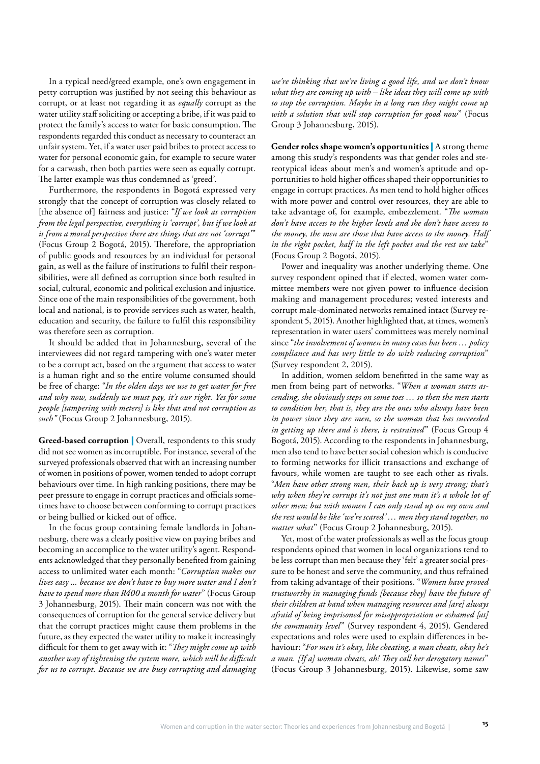In a typical need/greed example, one's own engagement in petty corruption was justified by not seeing this behaviour as corrupt, or at least not regarding it as *equally* corrupt as the water utility staff soliciting or accepting a bribe, if it was paid to protect the family's access to water for basic consumption. The respondents regarded this conduct as necessary to counteract an unfair system. Yet, if a water user paid bribes to protect access to water for personal economic gain, for example to secure water for a carwash, then both parties were seen as equally corrupt. The latter example was thus condemned as 'greed'.

Furthermore, the respondents in Bogotá expressed very strongly that the concept of corruption was closely related to [the absence of] fairness and justice: "*If we look at corruption from the legal perspective, everything is 'corrupt', but if we look at it from a moral perspective there are things that are not 'corrupt'*" (Focus Group 2 Bogotá, 2015). Therefore, the appropriation of public goods and resources by an individual for personal gain, as well as the failure of institutions to fulfil their responsibilities, were all defined as corruption since both resulted in social, cultural, economic and political exclusion and injustice. Since one of the main responsibilities of the government, both local and national, is to provide services such as water, health, education and security, the failure to fulfil this responsibility was therefore seen as corruption.

It should be added that in Johannesburg, several of the interviewees did not regard tampering with one's water meter to be a corrupt act, based on the argument that access to water is a human right and so the entire volume consumed should be free of charge: "*In the olden days we use to get water for free and why now, suddenly we must pay, it's our right. Yes for some people [tampering with meters] is like that and not corruption as such*" (Focus Group 2 Johannesburg, 2015).

**Greed-based corruption |** Overall, respondents to this study did not see women as incorruptible. For instance, several of the surveyed professionals observed that with an increasing number of women in positions of power, women tended to adopt corrupt behaviours over time. In high ranking positions, there may be peer pressure to engage in corrupt practices and officials sometimes have to choose between conforming to corrupt practices or being bullied or kicked out of office.

In the focus group containing female landlords in Johannesburg, there was a clearly positive view on paying bribes and becoming an accomplice to the water utility's agent. Respondents acknowledged that they personally benefited from gaining access to unlimited water each month: "*Corruption makes our lives easy ... because we don't have to buy more water and I don't have to spend more than R400 a month for water*" (Focus Group 3 Johannesburg, 2015). Their main concern was not with the consequences of corruption for the general service delivery but that the corrupt practices might cause them problems in the future, as they expected the water utility to make it increasingly difficult for them to get away with it: "*They might come up with another way of tightening the system more, which will be difficult for us to corrupt. Because we are busy corrupting and damaging we're thinking that we're living a good life, and we don't know what they are coming up with – like ideas they will come up with to stop the corruption. Maybe in a long run they might come up with a solution that will stop corruption for good now*" (Focus Group 3 Johannesburg, 2015).

**Gender roles shape women's opportunities |** A strong theme among this study's respondents was that gender roles and stereotypical ideas about men's and women's aptitude and opportunities to hold higher offices shaped their opportunities to engage in corrupt practices. As men tend to hold higher offices with more power and control over resources, they are able to take advantage of, for example, embezzlement. "*The woman don't have access to the higher levels and she don't have access to the money, the men are those that have access to the money. Half in the right pocket, half in the left pocket and the rest we take*" (Focus Group 2 Bogotá, 2015).

Power and inequality was another underlying theme. One survey respondent opined that if elected, women water committee members were not given power to influence decision making and management procedures; vested interests and corrupt male-dominated networks remained intact (Survey respondent 5, 2015). Another highlighted that, at times, women's representation in water users' committees was merely nominal since "*the involvement of women in many cases has been … policy compliance and has very little to do with reducing corruption*" (Survey respondent 2, 2015).

In addition, women seldom benefitted in the same way as men from being part of networks. "*When a woman starts ascending, she obviously steps on some toes … so then the men starts to condition her, that is, they are the ones who always have been in power since they are men, so the woman that has succeeded in getting up there and is there, is restrained*" (Focus Group 4 Bogotá, 2015). According to the respondents in Johannesburg, men also tend to have better social cohesion which is conducive to forming networks for illicit transactions and exchange of favours, while women are taught to see each other as rivals. "*Men have other strong men, their back up is very strong; that's why when they're corrupt it's not just one man it's a whole lot of other men; but with women I can only stand up on my own and the rest would be like 'we're scared'… men they stand together, no matter what*" (Focus Group 2 Johannesburg, 2015).

Yet, most of the water professionals as well as the focus group respondents opined that women in local organizations tend to be less corrupt than men because they 'felt' a greater social pressure to be honest and serve the community, and thus refrained from taking advantage of their positions. "*Women have proved trustworthy in managing funds [because they] have the future of their children at hand when managing resources and [are] always afraid of being imprisoned for misappropriation or ashamed [at] the community level*" (Survey respondent 4, 2015). Gendered expectations and roles were used to explain differences in behaviour: "*For men it's okay, like cheating, a man cheats, okay he's a man. [If a] woman cheats, ah! They call her derogatory names*" (Focus Group 3 Johannesburg, 2015). Likewise, some saw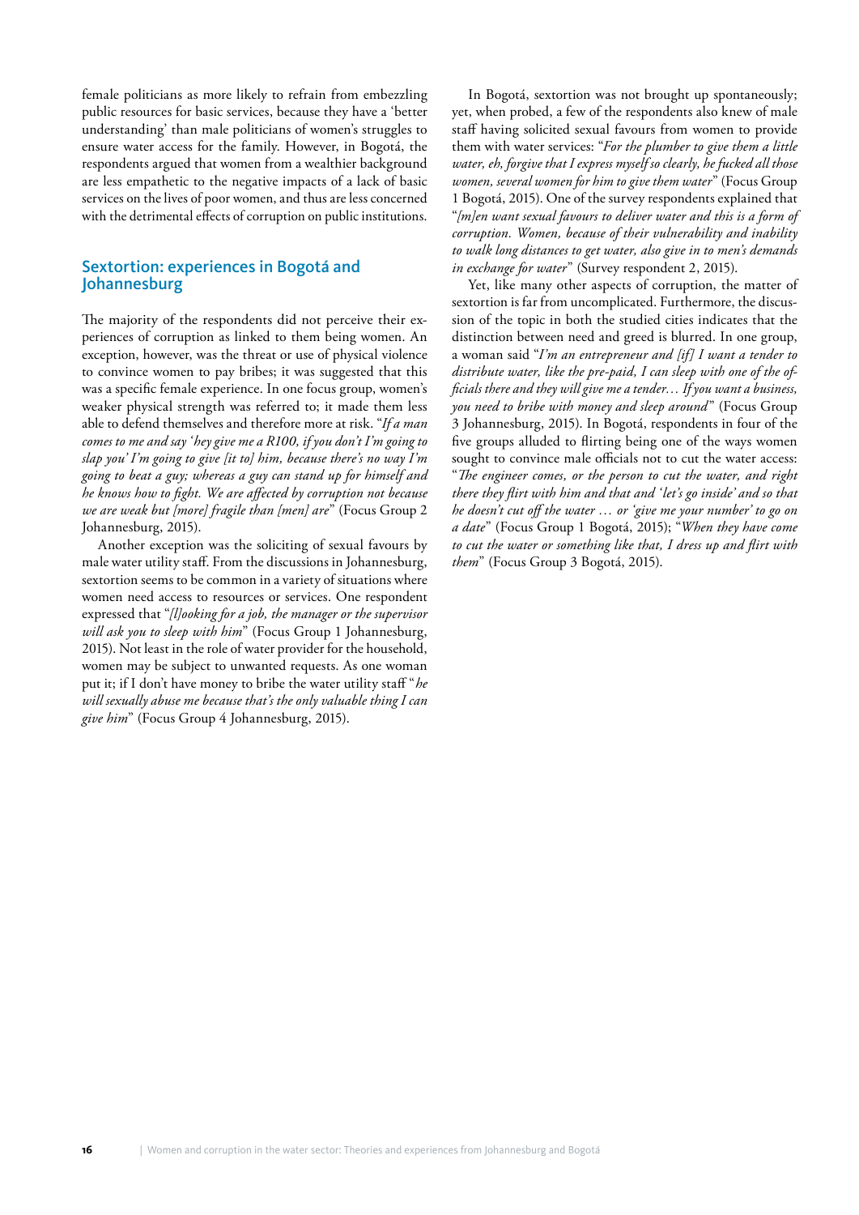female politicians as more likely to refrain from embezzling public resources for basic services, because they have a 'better understanding' than male politicians of women's struggles to ensure water access for the family. However, in Bogotá, the respondents argued that women from a wealthier background are less empathetic to the negative impacts of a lack of basic services on the lives of poor women, and thus are less concerned with the detrimental effects of corruption on public institutions.

## Sextortion: experiences in Bogotá and Johannesburg

The majority of the respondents did not perceive their experiences of corruption as linked to them being women. An exception, however, was the threat or use of physical violence to convince women to pay bribes; it was suggested that this was a specific female experience. In one focus group, women's weaker physical strength was referred to; it made them less able to defend themselves and therefore more at risk. "*If a man comes to me and say 'hey give me a R100, if you don't I'm going to slap you' I'm going to give [it to] him, because there's no way I'm going to beat a guy; whereas a guy can stand up for himself and he knows how to fight. We are affected by corruption not because we are weak but [more] fragile than [men] are*" (Focus Group 2 Johannesburg, 2015).

Another exception was the soliciting of sexual favours by male water utility staff. From the discussions in Johannesburg, sextortion seems to be common in a variety of situations where women need access to resources or services. One respondent expressed that "*[l]ooking for a job, the manager or the supervisor will ask you to sleep with him*" (Focus Group 1 Johannesburg, 2015). Not least in the role of water provider for the household, women may be subject to unwanted requests. As one woman put it; if I don't have money to bribe the water utility staff "*he will sexually abuse me because that's the only valuable thing I can give him*" (Focus Group 4 Johannesburg, 2015).

In Bogotá, sextortion was not brought up spontaneously; yet, when probed, a few of the respondents also knew of male staff having solicited sexual favours from women to provide them with water services: "*For the plumber to give them a little water, eh, forgive that I express myself so clearly, he fucked all those women, several women for him to give them water*" (Focus Group 1 Bogotá, 2015). One of the survey respondents explained that "*[m]en want sexual favours to deliver water and this is a form of corruption. Women, because of their vulnerability and inability to walk long distances to get water, also give in to men's demands in exchange for water*" (Survey respondent 2, 2015).

Yet, like many other aspects of corruption, the matter of sextortion is far from uncomplicated. Furthermore, the discussion of the topic in both the studied cities indicates that the distinction between need and greed is blurred. In one group, a woman said "*I'm an entrepreneur and [if] I want a tender to distribute water, like the pre-paid, I can sleep with one of the officials there and they will give me a tender… If you want a business, you need to bribe with money and sleep around*" (Focus Group 3 Johannesburg, 2015). In Bogotá, respondents in four of the five groups alluded to flirting being one of the ways women sought to convince male officials not to cut the water access: "*The engineer comes, or the person to cut the water, and right there they flirt with him and that and 'let's go inside' and so that he doesn't cut off the water … or 'give me your number' to go on a date*" (Focus Group 1 Bogotá, 2015); "*When they have come to cut the water or something like that, I dress up and flirt with them*" (Focus Group 3 Bogotá, 2015).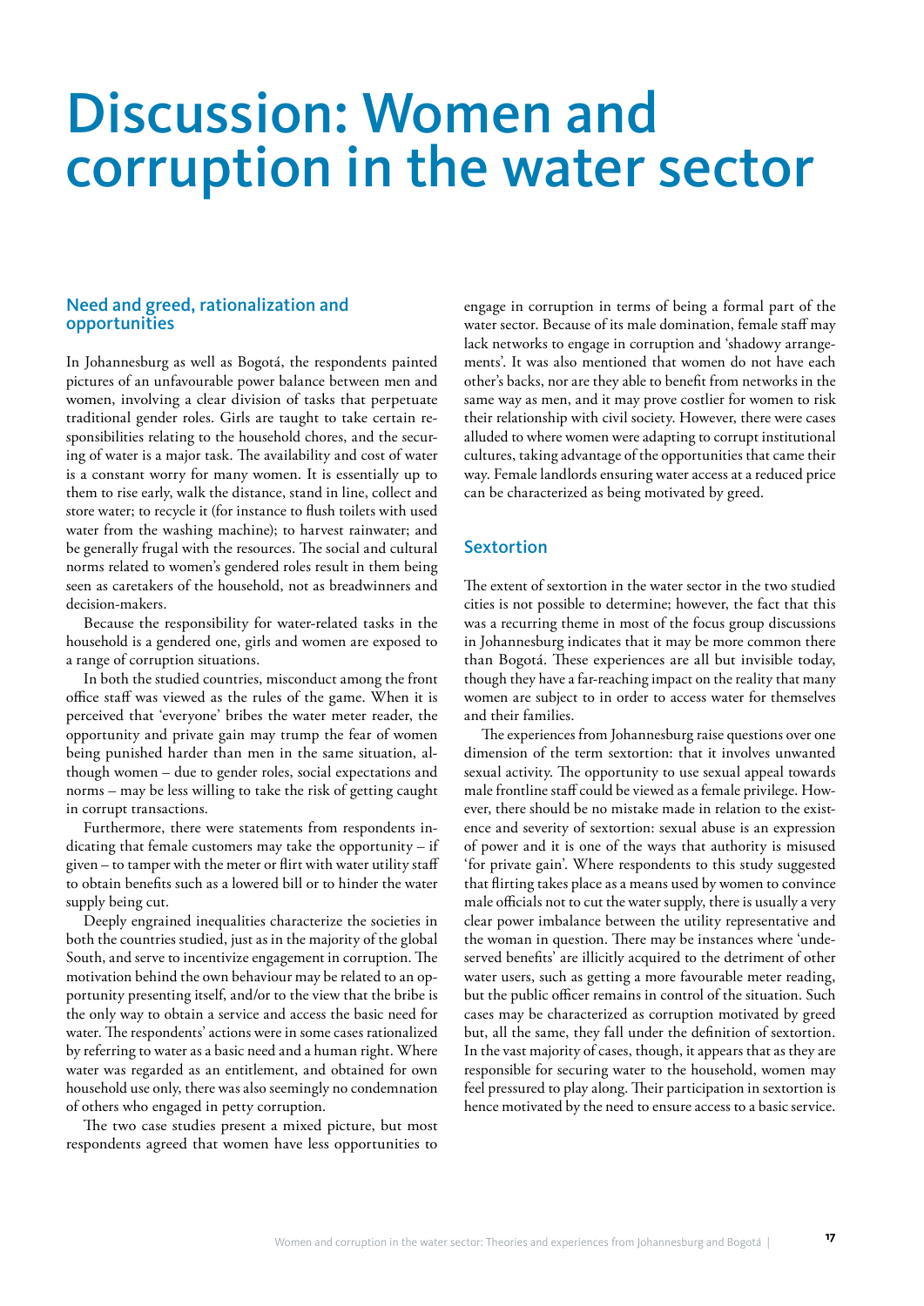# Discussion: Women and corruption in the water sector

## Need and greed, rationalization and opportunities

In Johannesburg as well as Bogotá, the respondents painted pictures of an unfavourable power balance between men and women, involving a clear division of tasks that perpetuate traditional gender roles. Girls are taught to take certain responsibilities relating to the household chores, and the securing of water is a major task. The availability and cost of water is a constant worry for many women. It is essentially up to them to rise early, walk the distance, stand in line, collect and store water; to recycle it (for instance to flush toilets with used water from the washing machine); to harvest rainwater; and be generally frugal with the resources. The social and cultural norms related to women's gendered roles result in them being seen as caretakers of the household, not as breadwinners and decision-makers.

Because the responsibility for water-related tasks in the household is a gendered one, girls and women are exposed to a range of corruption situations.

In both the studied countries, misconduct among the front office staff was viewed as the rules of the game. When it is perceived that 'everyone' bribes the water meter reader, the opportunity and private gain may trump the fear of women being punished harder than men in the same situation, although women – due to gender roles, social expectations and norms – may be less willing to take the risk of getting caught in corrupt transactions.

Furthermore, there were statements from respondents indicating that female customers may take the opportunity – if given – to tamper with the meter or flirt with water utility staff to obtain benefits such as a lowered bill or to hinder the water supply being cut.

Deeply engrained inequalities characterize the societies in both the countries studied, just as in the majority of the global South, and serve to incentivize engagement in corruption. The motivation behind the own behaviour may be related to an opportunity presenting itself, and/or to the view that the bribe is the only way to obtain a service and access the basic need for water. The respondents' actions were in some cases rationalized by referring to water as a basic need and a human right. Where water was regarded as an entitlement, and obtained for own household use only, there was also seemingly no condemnation of others who engaged in petty corruption.

The two case studies present a mixed picture, but most respondents agreed that women have less opportunities to engage in corruption in terms of being a formal part of the water sector. Because of its male domination, female staff may lack networks to engage in corruption and 'shadowy arrangements'. It was also mentioned that women do not have each other's backs, nor are they able to benefit from networks in the same way as men, and it may prove costlier for women to risk their relationship with civil society. However, there were cases alluded to where women were adapting to corrupt institutional cultures, taking advantage of the opportunities that came their way. Female landlords ensuring water access at a reduced price can be characterized as being motivated by greed.

## Sextortion

The extent of sextortion in the water sector in the two studied cities is not possible to determine; however, the fact that this was a recurring theme in most of the focus group discussions in Johannesburg indicates that it may be more common there than Bogotá. These experiences are all but invisible today, though they have a far-reaching impact on the reality that many women are subject to in order to access water for themselves and their families.

The experiences from Johannesburg raise questions over one dimension of the term sextortion: that it involves unwanted sexual activity. The opportunity to use sexual appeal towards male frontline staff could be viewed as a female privilege. However, there should be no mistake made in relation to the existence and severity of sextortion: sexual abuse is an expression of power and it is one of the ways that authority is misused 'for private gain'. Where respondents to this study suggested that flirting takes place as a means used by women to convince male officials not to cut the water supply, there is usually a very clear power imbalance between the utility representative and the woman in question. There may be instances where 'undeserved benefits' are illicitly acquired to the detriment of other water users, such as getting a more favourable meter reading, but the public officer remains in control of the situation. Such cases may be characterized as corruption motivated by greed but, all the same, they fall under the definition of sextortion. In the vast majority of cases, though, it appears that as they are responsible for securing water to the household, women may feel pressured to play along. Their participation in sextortion is hence motivated by the need to ensure access to a basic service.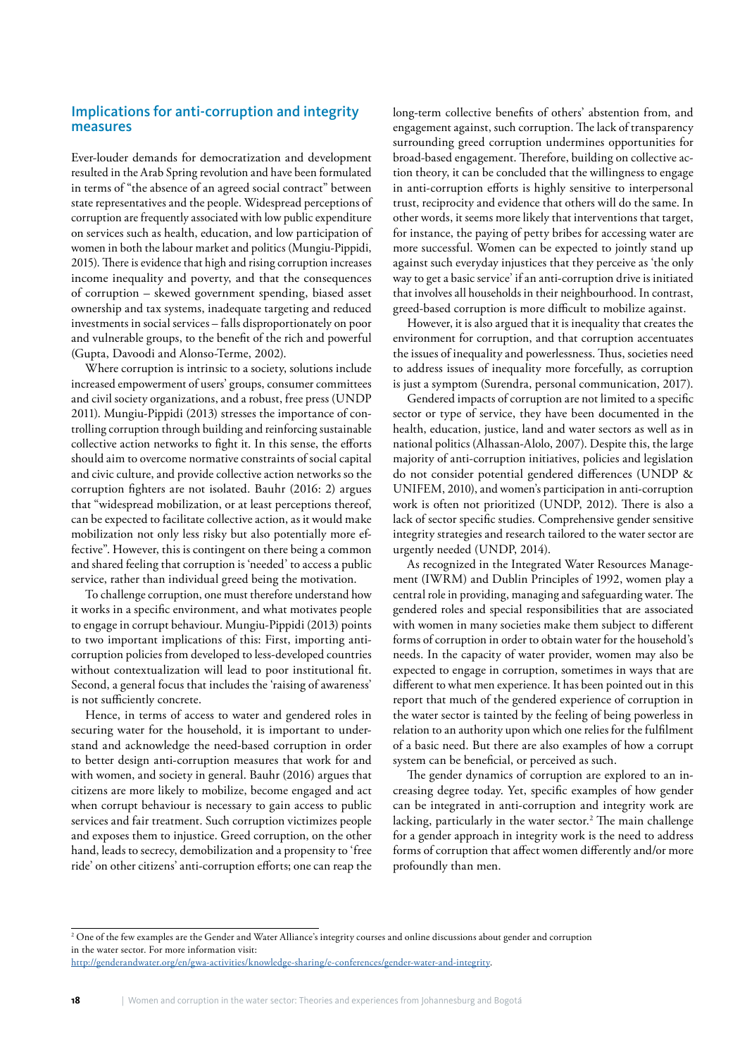## Implications for anti-corruption and integrity measures

Ever-louder demands for democratization and development resulted in the Arab Spring revolution and have been formulated in terms of "the absence of an agreed social contract" between state representatives and the people. Widespread perceptions of corruption are frequently associated with low public expenditure on services such as health, education, and low participation of women in both the labour market and politics (Mungiu-Pippidi, 2015). There is evidence that high and rising corruption increases income inequality and poverty, and that the consequences of corruption – skewed government spending, biased asset ownership and tax systems, inadequate targeting and reduced investments in social services – falls disproportionately on poor and vulnerable groups, to the benefit of the rich and powerful (Gupta, Davoodi and Alonso-Terme, 2002).

Where corruption is intrinsic to a society, solutions include increased empowerment of users' groups, consumer committees and civil society organizations, and a robust, free press (UNDP 2011). Mungiu-Pippidi (2013) stresses the importance of controlling corruption through building and reinforcing sustainable collective action networks to fight it. In this sense, the efforts should aim to overcome normative constraints of social capital and civic culture, and provide collective action networks so the corruption fighters are not isolated. Bauhr (2016: 2) argues that "widespread mobilization, or at least perceptions thereof, can be expected to facilitate collective action, as it would make mobilization not only less risky but also potentially more effective". However, this is contingent on there being a common and shared feeling that corruption is 'needed' to access a public service, rather than individual greed being the motivation.

To challenge corruption, one must therefore understand how it works in a specific environment, and what motivates people to engage in corrupt behaviour. Mungiu-Pippidi (2013) points to two important implications of this: First, importing anti-corruption policies from developed to less-developed countries without contextualization will lead to poor institutional fit. Second, a general focus that includes the 'raising of awareness' is not sufficiently concrete.

Hence, in terms of access to water and gendered roles in securing water for the household, it is important to understand and acknowledge the need-based corruption in order to better design anti-corruption measures that work for and with women, and society in general. Bauhr (2016) argues that citizens are more likely to mobilize, become engaged and act when corrupt behaviour is necessary to gain access to public services and fair treatment. Such corruption victimizes people and exposes them to injustice. Greed corruption, on the other hand, leads to secrecy, demobilization and a propensity to 'free ride' on other citizens' anti-corruption efforts; one can reap the long-term collective benefits of others' abstention from, and engagement against, such corruption. The lack of transparency surrounding greed corruption undermines opportunities for broad-based engagement. Therefore, building on collective action theory, it can be concluded that the willingness to engage in anti-corruption efforts is highly sensitive to interpersonal trust, reciprocity and evidence that others will do the same. In other words, it seems more likely that interventions that target, for instance, the paying of petty bribes for accessing water are more successful. Women can be expected to jointly stand up against such everyday injustices that they perceive as 'the only way to get a basic service' if an anti-corruption drive is initiated that involves all households in their neighbourhood. In contrast, greed-based corruption is more difficult to mobilize against.

However, it is also argued that it is inequality that creates the environment for corruption, and that corruption accentuates the issues of inequality and powerlessness. Thus, societies need to address issues of inequality more forcefully, as corruption is just a symptom (Surendra, personal communication, 2017).

Gendered impacts of corruption are not limited to a specific sector or type of service, they have been documented in the health, education, justice, land and water sectors as well as in national politics (Alhassan-Alolo, 2007). Despite this, the large majority of anti-corruption initiatives, policies and legislation do not consider potential gendered differences (UNDP & UNIFEM, 2010), and women's participation in anti-corruption work is often not prioritized (UNDP, 2012). There is also a lack of sector specific studies. Comprehensive gender sensitive integrity strategies and research tailored to the water sector are urgently needed (UNDP, 2014).

As recognized in the Integrated Water Resources Management (IWRM) and Dublin Principles of 1992, women play a central role in providing, managing and safeguarding water. The gendered roles and special responsibilities that are associated with women in many societies make them subject to different forms of corruption in order to obtain water for the household's needs. In the capacity of water provider, women may also be expected to engage in corruption, sometimes in ways that are different to what men experience. It has been pointed out in this report that much of the gendered experience of corruption in the water sector is tainted by the feeling of being powerless in relation to an authority upon which one relies for the fulfilment of a basic need. But there are also examples of how a corrupt system can be beneficial, or perceived as such.

The gender dynamics of corruption are explored to an increasing degree today. Yet, specific examples of how gender can be integrated in anti-corruption and integrity work are lacking, particularly in the water sector.[2] The main challenge for a gender approach in integrity work is the need to address forms of corruption that affect women differently and/or more profoundly than men.

[2] One of the few examples are the Gender and Water Alliance's integrity courses and online discussions about gender and corruption in the water sector. For more information visit: http://genderandwater.org/en/gwa-activities/knowledge-sharing/e-conferences/gender-water-and-integrity.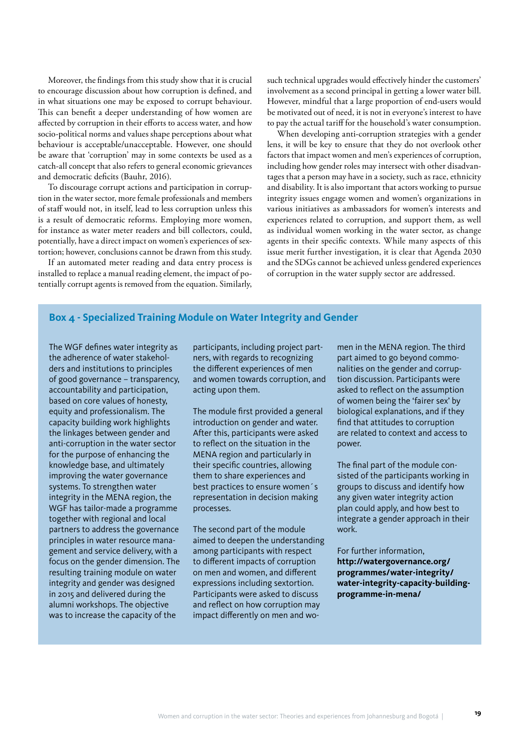Moreover, the findings from this study show that it is crucial to encourage discussion about how corruption is defined, and in what situations one may be exposed to corrupt behaviour. This can benefit a deeper understanding of how women are affected by corruption in their efforts to access water, and how socio-political norms and values shape perceptions about what behaviour is acceptable/unacceptable. However, one should be aware that 'corruption' may in some contexts be used as a catch-all concept that also refers to general economic grievances and democratic deficits (Bauhr, 2016).

To discourage corrupt actions and participation in corruption in the water sector, more female professionals and members of staff would not, in itself, lead to less corruption unless this is a result of democratic reforms. Employing more women, for instance as water meter readers and bill collectors, could, potentially, have a direct impact on women's experiences of sextortion; however, conclusions cannot be drawn from this study.

If an automated meter reading and data entry process is installed to replace a manual reading element, the impact of potentially corrupt agents is removed from the equation. Similarly, such technical upgrades would effectively hinder the customers' involvement as a second principal in getting a lower water bill. However, mindful that a large proportion of end-users would be motivated out of need, it is not in everyone's interest to have to pay the actual tariff for the household's water consumption.

When developing anti-corruption strategies with a gender lens, it will be key to ensure that they do not overlook other factors that impact women and men's experiences of corruption, including how gender roles may intersect with other disadvantages that a person may have in a society, such as race, ethnicity and disability. It is also important that actors working to pursue integrity issues engage women and women's organizations in various initiatives as ambassadors for women's interests and experiences related to corruption, and support them, as well as individual women working in the water sector, as change agents in their specific contexts. While many aspects of this issue merit further investigation, it is clear that Agenda 2030 and the SDGs cannot be achieved unless gendered experiences of corruption in the water supply sector are addressed.

### Box 4 - Specialized Training Module on Water Integrity and Gender

The WGF defines water integrity as the adherence of water stakeholders and institutions to principles of good governance – transparency, accountability and participation, based on core values of honesty, equity and professionalism. The capacity building work highlights the linkages between gender and anti-corruption in the water sector for the purpose of enhancing the knowledge base, and ultimately improving the water governance systems. To strengthen water integrity in the MENA region, the WGF has tailor-made a programme together with regional and local partners to address the governance principles in water resource management and service delivery, with a focus on the gender dimension. The resulting training module on water integrity and gender was designed in 2015 and delivered during the alumni workshops. The objective was to increase the capacity of the participants, including project partners, with regards to recognizing the different experiences of men and women towards corruption, and acting upon them.

The module first provided a general introduction on gender and water. After this, participants were asked to reflect on the situation in the MENA region and particularly in their specific countries, allowing them to share experiences and best practices to ensure women´s representation in decision making processes.

The second part of the module aimed to deepen the understanding among participants with respect to different impacts of corruption on men and women, and different expressions including sextortion. Participants were asked to discuss and reflect on how corruption may impact differently on men and women in the MENA region. The third part aimed to go beyond commonalities on the gender and corruption discussion. Participants were asked to reflect on the assumption of women being the 'fairer sex' by biological explanations, and if they find that attitudes to corruption are related to context and access to power.

The final part of the module consisted of the participants working in groups to discuss and identify how any given water integrity action plan could apply, and how best to integrate a gender approach in their work.

For further information, **http://watergovernance.org/programmes/water-integrity/water-integrity-capacity-building-programme-in-mena/**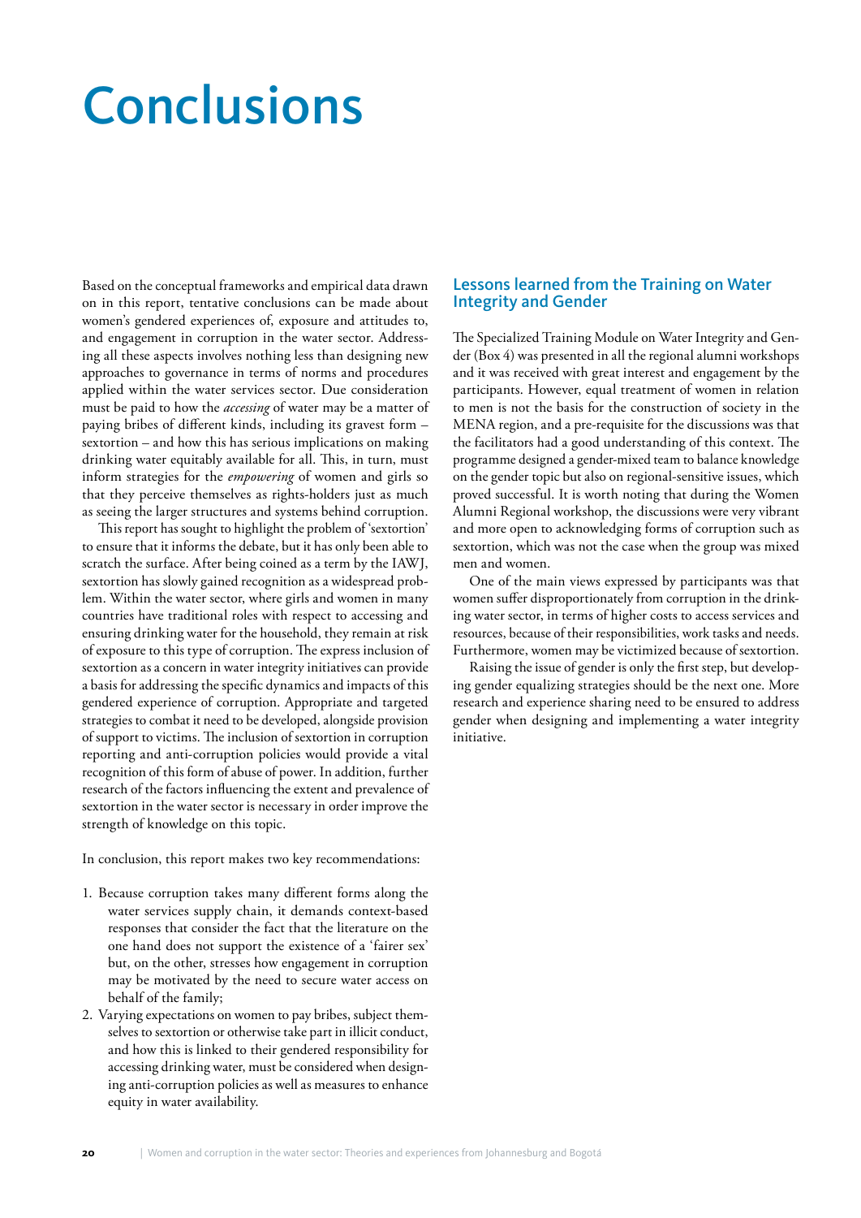# Conclusions

Based on the conceptual frameworks and empirical data drawn on in this report, tentative conclusions can be made about women's gendered experiences of, exposure and attitudes to, and engagement in corruption in the water sector. Addressing all these aspects involves nothing less than designing new approaches to governance in terms of norms and procedures applied within the water services sector. Due consideration must be paid to how the *accessing* of water may be a matter of paying bribes of different kinds, including its gravest form – sextortion – and how this has serious implications on making drinking water equitably available for all. This, in turn, must inform strategies for the *empowering* of women and girls so that they perceive themselves as rights-holders just as much as seeing the larger structures and systems behind corruption.

This report has sought to highlight the problem of 'sextortion' to ensure that it informs the debate, but it has only been able to scratch the surface. After being coined as a term by the IAWJ, sextortion has slowly gained recognition as a widespread problem. Within the water sector, where girls and women in many countries have traditional roles with respect to accessing and ensuring drinking water for the household, they remain at risk of exposure to this type of corruption. The express inclusion of sextortion as a concern in water integrity initiatives can provide a basis for addressing the specific dynamics and impacts of this gendered experience of corruption. Appropriate and targeted strategies to combat it need to be developed, alongside provision of support to victims. The inclusion of sextortion in corruption reporting and anti-corruption policies would provide a vital recognition of this form of abuse of power. In addition, further research of the factors influencing the extent and prevalence of sextortion in the water sector is necessary in order improve the strength of knowledge on this topic.

In conclusion, this report makes two key recommendations:

1. Because corruption takes many different forms along the water services supply chain, it demands context-based responses that consider the fact that the literature on the one hand does not support the existence of a 'fairer sex' but, on the other, stresses how engagement in corruption may be motivated by the need to secure water access on behalf of the family;
2. Varying expectations on women to pay bribes, subject themselves to sextortion or otherwise take part in illicit conduct, and how this is linked to their gendered responsibility for accessing drinking water, must be considered when designing anti-corruption policies as well as measures to enhance equity in water availability.

## Lessons learned from the Training on Water Integrity and Gender

The Specialized Training Module on Water Integrity and Gender (Box 4) was presented in all the regional alumni workshops and it was received with great interest and engagement by the participants. However, equal treatment of women in relation to men is not the basis for the construction of society in the MENA region, and a pre-requisite for the discussions was that the facilitators had a good understanding of this context. The programme designed a gender-mixed team to balance knowledge on the gender topic but also on regional-sensitive issues, which proved successful. It is worth noting that during the Women Alumni Regional workshop, the discussions were very vibrant and more open to acknowledging forms of corruption such as sextortion, which was not the case when the group was mixed men and women.

One of the main views expressed by participants was that women suffer disproportionately from corruption in the drinking water sector, in terms of higher costs to access services and resources, because of their responsibilities, work tasks and needs. Furthermore, women may be victimized because of sextortion.

Raising the issue of gender is only the first step, but developing gender equalizing strategies should be the next one. More research and experience sharing need to be ensured to address gender when designing and implementing a water integrity initiative.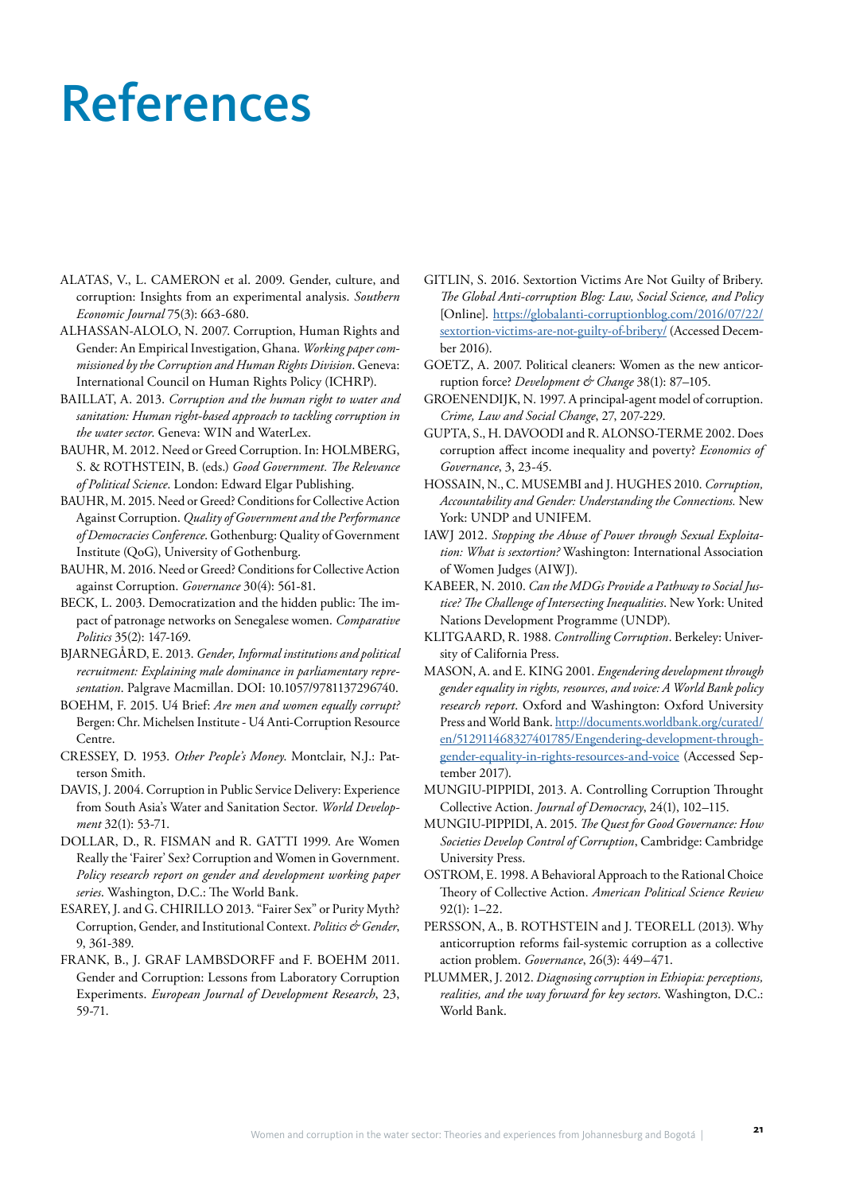# References

ALATAS, V., L. CAMERON et al. 2009. Gender, culture, and corruption: Insights from an experimental analysis. *Southern Economic Journal* 75(3): 663-680.

ALHASSAN-ALOLO, N. 2007. Corruption, Human Rights and Gender: An Empirical Investigation, Ghana. *Working paper commissioned by the Corruption and Human Rights Division*. Geneva: International Council on Human Rights Policy (ICHRP).

BAILLAT, A. 2013. *Corruption and the human right to water and sanitation: Human right-based approach to tackling corruption in the water sector*. Geneva: WIN and WaterLex.

BAUHR, M. 2012. Need or Greed Corruption. In: HOLMBERG, S. & ROTHSTEIN, B. (eds.) *Good Government. The Relevance of Political Science*. London: Edward Elgar Publishing.

BAUHR, M. 2015. Need or Greed? Conditions for Collective Action Against Corruption. *Quality of Government and the Performance of Democracies Conference*. Gothenburg: Quality of Government Institute (QoG), University of Gothenburg.

BAUHR, M. 2016. Need or Greed? Conditions for Collective Action against Corruption. *Governance* 30(4): 561-81.

BECK, L. 2003. Democratization and the hidden public: The impact of patronage networks on Senegalese women. *Comparative Politics* 35(2): 147-169.

BJARNEGÅRD, E. 2013. *Gender, Informal institutions and political recruitment: Explaining male dominance in parliamentary representation*. Palgrave Macmillan. DOI: 10.1057/9781137296740.

BOEHM, F. 2015. U4 Brief: *Are men and women equally corrupt?* Bergen: Chr. Michelsen Institute - U4 Anti-Corruption Resource Centre.

CRESSEY, D. 1953. *Other People's Money*. Montclair, N.J.: Patterson Smith.

DAVIS, J. 2004. Corruption in Public Service Delivery: Experience from South Asia's Water and Sanitation Sector. *World Development* 32(1): 53-71.

DOLLAR, D., R. FISMAN and R. GATTI 1999. Are Women Really the 'Fairer' Sex? Corruption and Women in Government. *Policy research report on gender and development working paper series*. Washington, D.C.: The World Bank.

ESAREY, J. and G. CHIRILLO 2013. "Fairer Sex" or Purity Myth? Corruption, Gender, and Institutional Context. *Politics & Gender*, 9, 361-389.

FRANK, B., J. GRAF LAMBSDORFF and F. BOEHM 2011. Gender and Corruption: Lessons from Laboratory Corruption Experiments. *European Journal of Development Research*, 23, 59-71.

GITLIN, S. 2016. Sextortion Victims Are Not Guilty of Bribery. *The Global Anti-corruption Blog: Law, Social Science, and Policy* [Online]. https://globalanti-corruptionblog.com/2016/07/22/sextortion-victims-are-not-guilty-of-bribery/ (Accessed December 2016).

GOETZ, A. 2007. Political cleaners: Women as the new anticorruption force? *Development & Change* 38(1): 87–105.

GROENENDIJK, N. 1997. A principal-agent model of corruption. *Crime, Law and Social Change*, 27, 207-229.

GUPTA, S., H. DAVOODI and R. ALONSO-TERME 2002. Does corruption affect income inequality and poverty? *Economics of Governance*, 3, 23-45.

HOSSAIN, N., C. MUSEMBI and J. HUGHES 2010. *Corruption, Accountability and Gender: Understanding the Connections.* New York: UNDP and UNIFEM.

IAWJ 2012. *Stopping the Abuse of Power through Sexual Exploitation: What is sextortion?* Washington: International Association of Women Judges (AIWJ).

KABEER, N. 2010. *Can the MDGs Provide a Pathway to Social Justice? The Challenge of Intersecting Inequalities*. New York: United Nations Development Programme (UNDP).

KLITGAARD, R. 1988. *Controlling Corruption*. Berkeley: University of California Press.

MASON, A. and E. KING 2001. *Engendering development through gender equality in rights, resources, and voice: A World Bank policy research report*. Oxford and Washington: Oxford University Press and World Bank. http://documents.worldbank.org/curated/en/512911468327401785/Engendering-development-through-gender-equality-in-rights-resources-and-voice (Accessed September 2017).

MUNGIU-PIPPIDI, 2013. A. Controlling Corruption Throught Collective Action. *Journal of Democracy*, 24(1), 102–115.

MUNGIU-PIPPIDI, A. 2015. *The Quest for Good Governance: How Societies Develop Control of Corruption*, Cambridge: Cambridge University Press.

OSTROM, E. 1998. A Behavioral Approach to the Rational Choice Theory of Collective Action. *American Political Science Review* 92(1): 1–22.

PERSSON, A., B. ROTHSTEIN and J. TEORELL (2013). Why anticorruption reforms fail-systemic corruption as a collective action problem. *Governance*, 26(3): 449–471.

PLUMMER, J. 2012. *Diagnosing corruption in Ethiopia: perceptions, realities, and the way forward for key sectors.* Washington, D.C.: World Bank.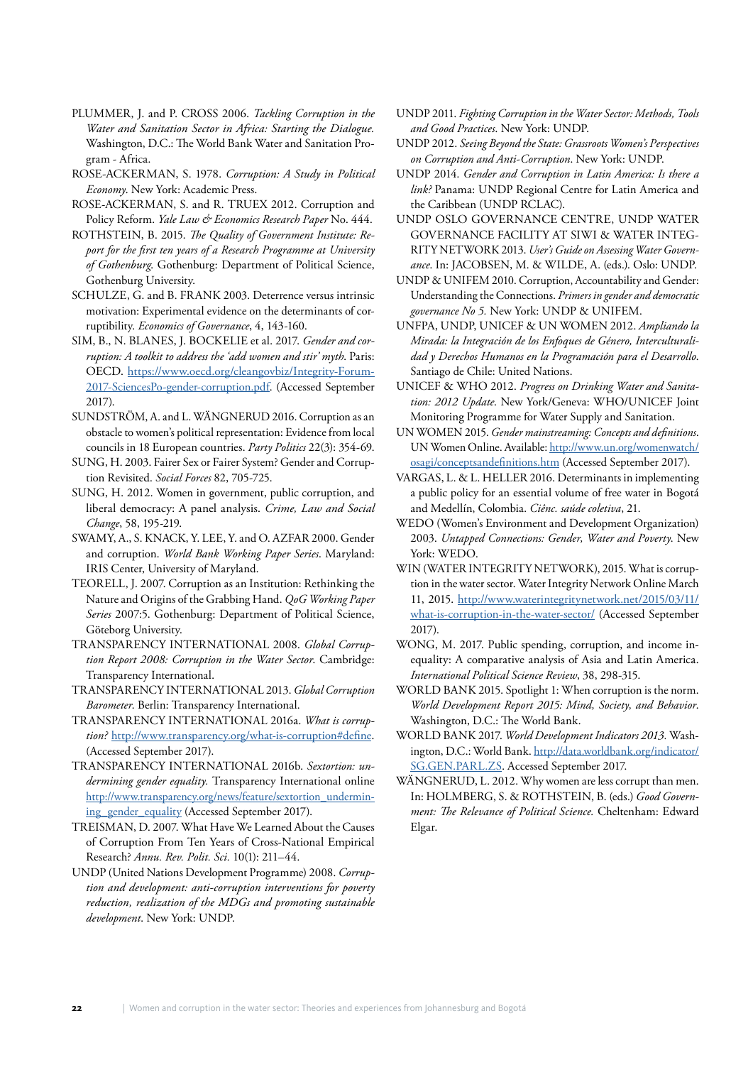PLUMMER, J. and P. CROSS 2006. *Tackling Corruption in the Water and Sanitation Sector in Africa: Starting the Dialogue.* Washington, D.C.: The World Bank Water and Sanitation Program - Africa.

ROSE-ACKERMAN, S. 1978. *Corruption: A Study in Political Economy.* New York: Academic Press.

ROSE-ACKERMAN, S. and R. TRUEX 2012. Corruption and Policy Reform. *Yale Law & Economics Research Paper* No. 444.

ROTHSTEIN, B. 2015. *The Quality of Government Institute: Report for the first ten years of a Research Programme at University of Gothenburg.* Gothenburg: Department of Political Science, Gothenburg University.

SCHULZE, G. and B. FRANK 2003. Deterrence versus intrinsic motivation: Experimental evidence on the determinants of corruptibility. *Economics of Governance*, 4, 143-160.

SIM, B., N. BLANES, J. BOCKELIE et al. 2017. *Gender and corruption: A toolkit to address the 'add women and stir' myth*. Paris: OECD. https://www.oecd.org/cleangovbiz/Integrity-Forum-2017-SciencesPo-gender-corruption.pdf. (Accessed September 2017).

SUNDSTRÖM, A. and L. WÄNGNERUD 2016. Corruption as an obstacle to women's political representation: Evidence from local councils in 18 European countries. *Party Politics* 22(3): 354-69.

SUNG, H. 2003. Fairer Sex or Fairer System? Gender and Corruption Revisited. *Social Forces* 82, 705-725.

SUNG, H. 2012. Women in government, public corruption, and liberal democracy: A panel analysis. *Crime, Law and Social Change*, 58, 195-219.

SWAMY, A., S. KNACK, Y. LEE, Y. and O. AZFAR 2000. Gender and corruption. *World Bank Working Paper Series*. Maryland: IRIS Center, University of Maryland.

TEORELL, J. 2007. Corruption as an Institution: Rethinking the Nature and Origins of the Grabbing Hand. *QoG Working Paper Series* 2007:5. Gothenburg: Department of Political Science, Göteborg University.

TRANSPARENCY INTERNATIONAL 2008. *Global Corruption Report 2008: Corruption in the Water Sector*. Cambridge: Transparency International.

TRANSPARENCY INTERNATIONAL 2013. *Global Corruption Barometer*. Berlin: Transparency International.

TRANSPARENCY INTERNATIONAL 2016a. *What is corruption?* http://www.transparency.org/what-is-corruption#define. (Accessed September 2017).

TRANSPARENCY INTERNATIONAL 2016b. *Sextortion: undermining gender equality.* Transparency International online http://www.transparency.org/news/feature/sextortion_undermining_gender_equality (Accessed September 2017).

TREISMAN, D. 2007. What Have We Learned About the Causes of Corruption From Ten Years of Cross-National Empirical Research? *Annu. Rev. Polit. Sci.* 10(1): 211–44.

UNDP (United Nations Development Programme) 2008. *Corruption and development: anti-corruption interventions for poverty reduction, realization of the MDGs and promoting sustainable development*. New York: UNDP.

UNDP 2011. *Fighting Corruption in the Water Sector: Methods, Tools and Good Practices*. New York: UNDP.

UNDP 2012. *Seeing Beyond the State: Grassroots Women's Perspectives on Corruption and Anti-Corruption*. New York: UNDP.

UNDP 2014. *Gender and Corruption in Latin America: Is there a link?* Panama: UNDP Regional Centre for Latin America and the Caribbean (UNDP RCLAC).

UNDP OSLO GOVERNANCE CENTRE, UNDP WATER GOVERNANCE FACILITY AT SIWI & WATER INTEGRITY NETWORK 2013. *User's Guide on Assessing Water Governance.* In: JACOBSEN, M. & WILDE, A. (eds.). Oslo: UNDP.

UNDP & UNIFEM 2010. Corruption, Accountability and Gender: Understanding the Connections. *Primers in gender and democratic governance No 5.* New York: UNDP & UNIFEM.

UNFPA, UNDP, UNICEF & UN WOMEN 2012. *Ampliando la Mirada: la Integración de los Enfoques de Género, Interculturalidad y Derechos Humanos en la Programación para el Desarrollo.* Santiago de Chile: United Nations.

UNICEF & WHO 2012. *Progress on Drinking Water and Sanitation: 2012 Update*. New York/Geneva: WHO/UNICEF Joint Monitoring Programme for Water Supply and Sanitation.

UN WOMEN 2015. *Gender mainstreaming: Concepts and definitions*. UN Women Online. Available: http://www.un.org/womenwatch/osagi/conceptsandefinitions.htm (Accessed September 2017).

VARGAS, L. & L. HELLER 2016. Determinants in implementing a public policy for an essential volume of free water in Bogotá and Medellín, Colombia. *Ciênc. saúde coletiva*, 21.

WEDO (Women's Environment and Development Organization) 2003. *Untapped Connections: Gender, Water and Poverty.* New York: WEDO.

WIN (WATER INTEGRITY NETWORK), 2015. What is corruption in the water sector. Water Integrity Network Online March 11, 2015. http://www.waterintegritynetwork.net/2015/03/11/what-is-corruption-in-the-water-sector/ (Accessed September 2017).

WONG, M. 2017. Public spending, corruption, and income inequality: A comparative analysis of Asia and Latin America. *International Political Science Review*, 38, 298-315.

WORLD BANK 2015. Spotlight 1: When corruption is the norm. *World Development Report 2015: Mind, Society, and Behavior*. Washington, D.C.: The World Bank.

WORLD BANK 2017. *World Development Indicators 2013.* Washington, D.C.: World Bank. http://data.worldbank.org/indicator/SG.GEN.PARL.ZS. Accessed September 2017.

WÄNGNERUD, L. 2012. Why women are less corrupt than men. In: HOLMBERG, S. & ROTHSTEIN, B. (eds.) *Good Government: The Relevance of Political Science.* Cheltenham: Edward Elgar.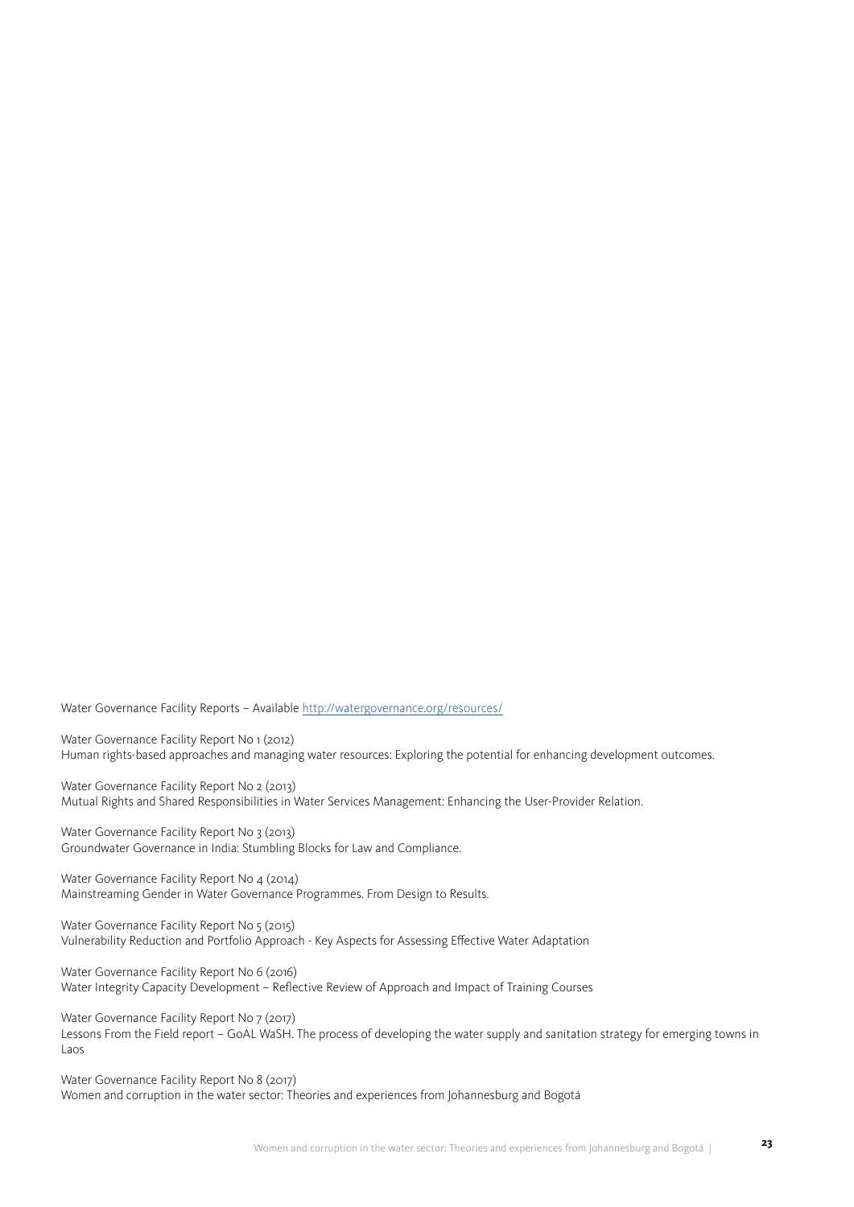Water Governance Facility Reports – Available http://watergovernance.org/resources/

Water Governance Facility Report No 1 (2012)
Human rights-based approaches and managing water resources: Exploring the potential for enhancing development outcomes.

Water Governance Facility Report No 2 (2013)
Mutual Rights and Shared Responsibilities in Water Services Management: Enhancing the User-Provider Relation.

Water Governance Facility Report No 3 (2013)
Groundwater Governance in India: Stumbling Blocks for Law and Compliance.

Water Governance Facility Report No 4 (2014)
Mainstreaming Gender in Water Governance Programmes. From Design to Results.

Water Governance Facility Report No 5 (2015)
Vulnerability Reduction and Portfolio Approach - Key Aspects for Assessing Effective Water Adaptation

Water Governance Facility Report No 6 (2016)
Water Integrity Capacity Development – Reflective Review of Approach and Impact of Training Courses

Water Governance Facility Report No 7 (2017)
Lessons From the Field report – GoAL WaSH. The process of developing the water supply and sanitation strategy for emerging towns in Laos

Water Governance Facility Report No 8 (2017)
Women and corruption in the water sector: Theories and experiences from Johannesburg and Bogotá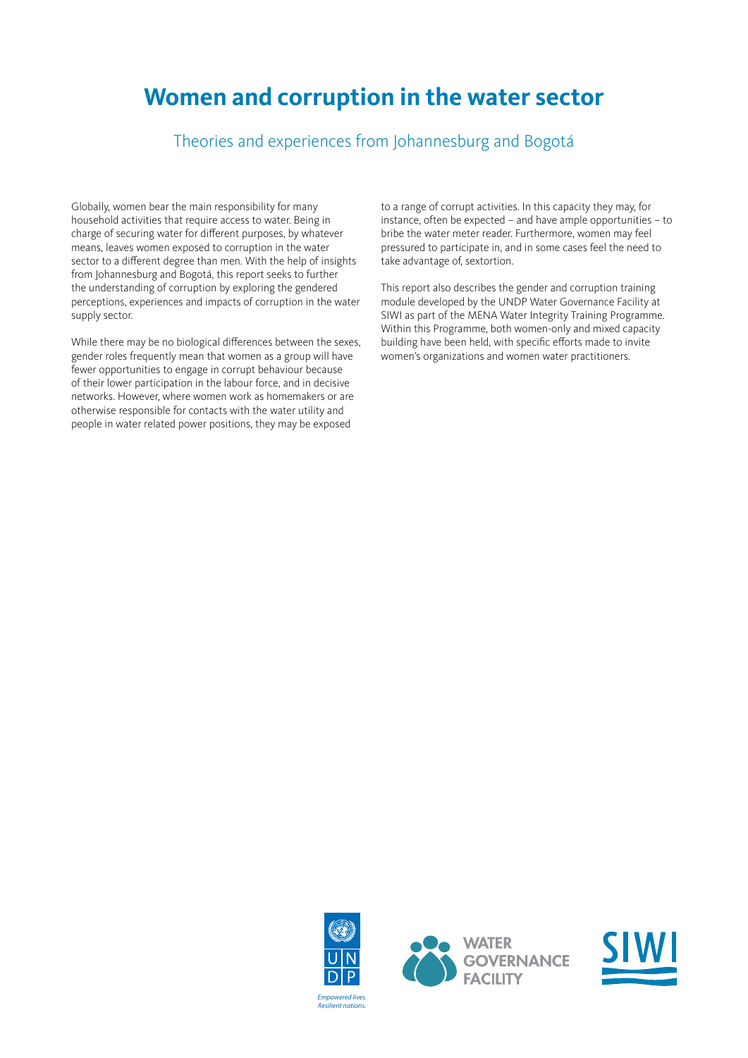# Women and corruption in the water sector

## Theories and experiences from Johannesburg and Bogotá

Globally, women bear the main responsibility for many household activities that require access to water. Being in charge of securing water for different purposes, by whatever means, leaves women exposed to corruption in the water sector to a different degree than men. With the help of insights from Johannesburg and Bogotá, this report seeks to further the understanding of corruption by exploring the gendered perceptions, experiences and impacts of corruption in the water supply sector.

While there may be no biological differences between the sexes, gender roles frequently mean that women as a group will have fewer opportunities to engage in corrupt behaviour because of their lower participation in the labour force, and in decisive networks. However, where women work as homemakers or are otherwise responsible for contacts with the water utility and people in water related power positions, they may be exposed to a range of corrupt activities. In this capacity they may, for instance, often be expected – and have ample opportunities – to bribe the water meter reader. Furthermore, women may feel pressured to participate in, and in some cases feel the need to take advantage of, sextortion.

This report also describes the gender and corruption training module developed by the UNDP Water Governance Facility at SIWI as part of the MENA Water Integrity Training Programme. Within this Programme, both women-only and mixed capacity building have been held, with specific efforts made to invite women's organizations and women water practitioners.

UNDP

*Empowered lives. Resilient nations.*

WATER GOVERNANCE FACILITY

SIWI